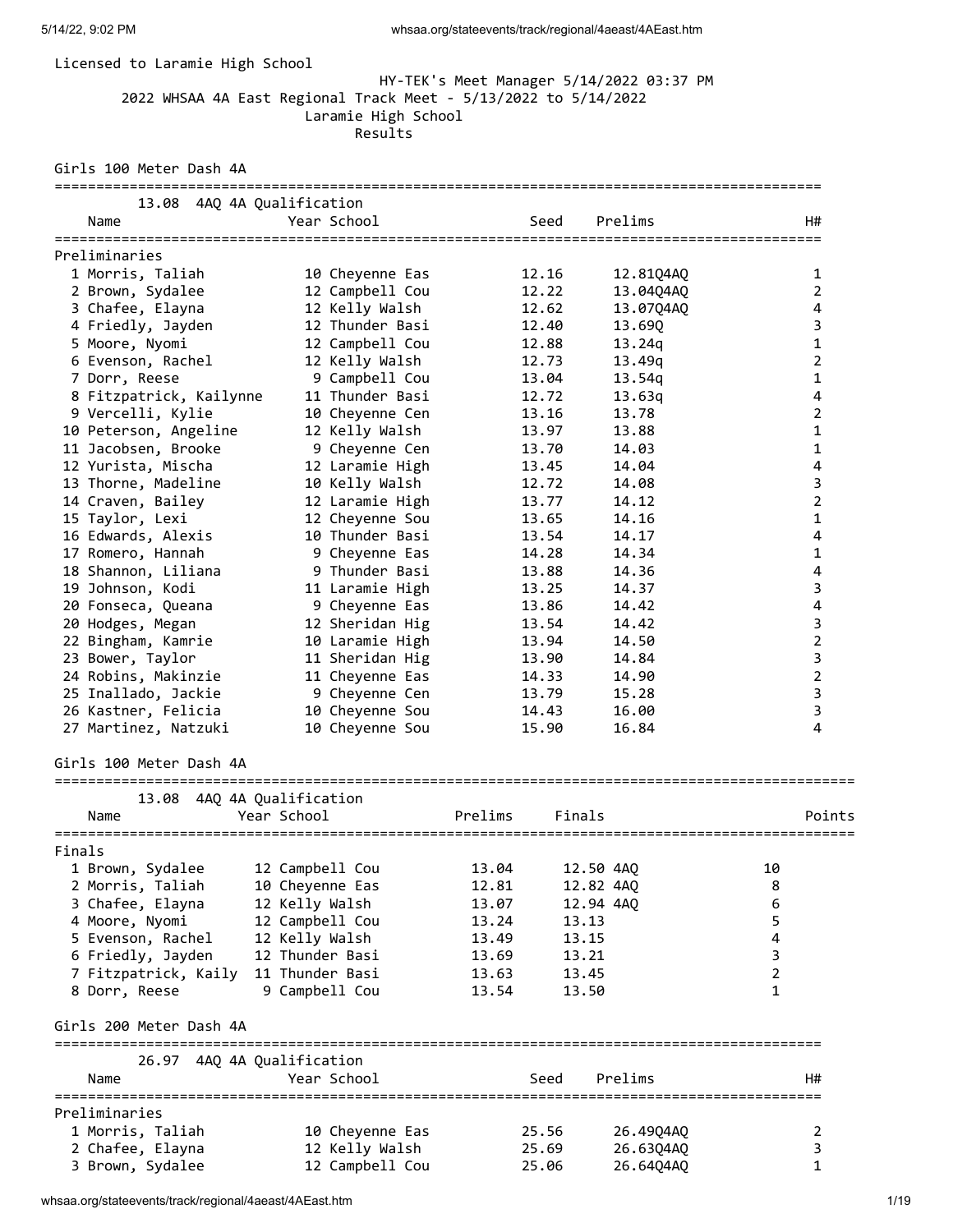Licensed to Laramie High School

HY-TEK's Meet Manager 5/14/2022 03:37 PM

2022 WHSAA 4A East Regional Track Meet - 5/13/2022 to 5/14/2022

Laramie High School

Results

## Girls 100 Meter Dash 4A

13.08 4AQ 4A Qualification

| | Name | Year | School | Seed | Prelims | H# |
|---|---|---|---|---|---|---|
| **Preliminaries** | | | | | | |
| 1 | Morris, Taliah | 10 | Cheyenne Eas | 12.16 | 12.81Q4AQ | 1 |
| 2 | Brown, Sydalee | 12 | Campbell Cou | 12.22 | 13.04Q4AQ | 2 |
| 3 | Chafee, Elayna | 12 | Kelly Walsh | 12.62 | 13.07Q4AQ | 4 |
| 4 | Friedly, Jayden | 12 | Thunder Basi | 12.40 | 13.69Q | 3 |
| 5 | Moore, Nyomi | 12 | Campbell Cou | 12.88 | 13.24q | 1 |
| 6 | Evenson, Rachel | 12 | Kelly Walsh | 12.73 | 13.49q | 2 |
| 7 | Dorr, Reese | 9 | Campbell Cou | 13.04 | 13.54q | 1 |
| 8 | Fitzpatrick, Kailynne | 11 | Thunder Basi | 12.72 | 13.63q | 4 |
| 9 | Vercelli, Kylie | 10 | Cheyenne Cen | 13.16 | 13.78 | 2 |
| 10 | Peterson, Angeline | 12 | Kelly Walsh | 13.97 | 13.88 | 1 |
| 11 | Jacobsen, Brooke | 9 | Cheyenne Cen | 13.70 | 14.03 | 1 |
| 12 | Yurista, Mischa | 12 | Laramie High | 13.45 | 14.04 | 4 |
| 13 | Thorne, Madeline | 10 | Kelly Walsh | 12.72 | 14.08 | 3 |
| 14 | Craven, Bailey | 12 | Laramie High | 13.77 | 14.12 | 2 |
| 15 | Taylor, Lexi | 12 | Cheyenne Sou | 13.65 | 14.16 | 1 |
| 16 | Edwards, Alexis | 10 | Thunder Basi | 13.54 | 14.17 | 4 |
| 17 | Romero, Hannah | 9 | Cheyenne Eas | 14.28 | 14.34 | 1 |
| 18 | Shannon, Liliana | 9 | Thunder Basi | 13.88 | 14.36 | 4 |
| 19 | Johnson, Kodi | 11 | Laramie High | 13.25 | 14.37 | 3 |
| 20 | Fonseca, Queana | 9 | Cheyenne Eas | 13.86 | 14.42 | 4 |
| 20 | Hodges, Megan | 12 | Sheridan Hig | 13.54 | 14.42 | 3 |
| 22 | Bingham, Kamrie | 10 | Laramie High | 13.94 | 14.50 | 2 |
| 23 | Bower, Taylor | 11 | Sheridan Hig | 13.90 | 14.84 | 3 |
| 24 | Robins, Makinzie | 11 | Cheyenne Eas | 14.33 | 14.90 | 2 |
| 25 | Inallado, Jackie | 9 | Cheyenne Cen | 13.79 | 15.28 | 3 |
| 26 | Kastner, Felicia | 10 | Cheyenne Sou | 14.43 | 16.00 | 3 |
| 27 | Martinez, Natzuki | 10 | Cheyenne Sou | 15.90 | 16.84 | 4 |

## Girls 100 Meter Dash 4A

13.08 4AQ 4A Qualification

| | Name | Year | School | Prelims | Finals | Points |
|---|---|---|---|---|---|---|
| **Finals** | | | | | | |
| 1 | Brown, Sydalee | 12 | Campbell Cou | 13.04 | 12.50 4AQ | 10 |
| 2 | Morris, Taliah | 10 | Cheyenne Eas | 12.81 | 12.82 4AQ | 8 |
| 3 | Chafee, Elayna | 12 | Kelly Walsh | 13.07 | 12.94 4AQ | 6 |
| 4 | Moore, Nyomi | 12 | Campbell Cou | 13.24 | 13.13 | 5 |
| 5 | Evenson, Rachel | 12 | Kelly Walsh | 13.49 | 13.15 | 4 |
| 6 | Friedly, Jayden | 12 | Thunder Basi | 13.69 | 13.21 | 3 |
| 7 | Fitzpatrick, Kaily | 11 | Thunder Basi | 13.63 | 13.45 | 2 |
| 8 | Dorr, Reese | 9 | Campbell Cou | 13.54 | 13.50 | 1 |

## Girls 200 Meter Dash 4A

26.97 4AQ 4A Qualification

| | Name | Year | School | Seed | Prelims | H# |
|---|---|---|---|---|---|---|
| **Preliminaries** | | | | | | |
| 1 | Morris, Taliah | 10 | Cheyenne Eas | 25.56 | 26.49Q4AQ | 2 |
| 2 | Chafee, Elayna | 12 | Kelly Walsh | 25.69 | 26.63Q4AQ | 3 |
| 3 | Brown, Sydalee | 12 | Campbell Cou | 25.06 | 26.64Q4AQ | 1 |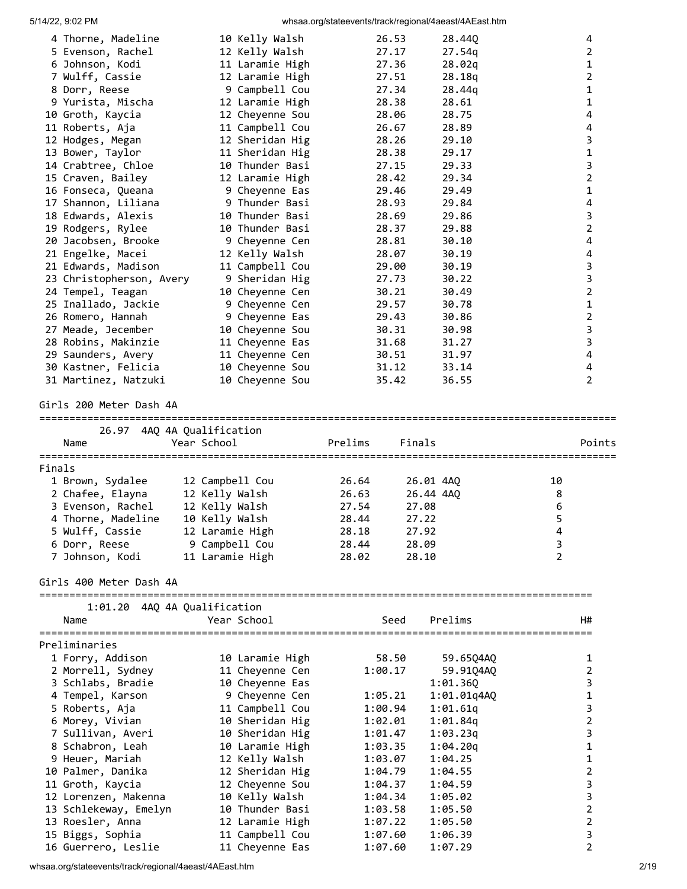| Place | Name | Year | School | Seed | Prelims | H# |
|---|---|---|---|---|---|---|
| 4 | Thorne, Madeline | 10 | Kelly Walsh | 26.53 | 28.44Q | 4 |
| 5 | Evenson, Rachel | 12 | Kelly Walsh | 27.17 | 27.54q | 2 |
| 6 | Johnson, Kodi | 11 | Laramie High | 27.36 | 28.02q | 1 |
| 7 | Wulff, Cassie | 12 | Laramie High | 27.51 | 28.18q | 2 |
| 8 | Dorr, Reese | 9 | Campbell Cou | 27.34 | 28.44q | 1 |
| 9 | Yurista, Mischa | 12 | Laramie High | 28.38 | 28.61 | 1 |
| 10 | Groth, Kaycia | 12 | Cheyenne Sou | 28.06 | 28.75 | 4 |
| 11 | Roberts, Aja | 11 | Campbell Cou | 26.67 | 28.89 | 4 |
| 12 | Hodges, Megan | 12 | Sheridan Hig | 28.26 | 29.10 | 3 |
| 13 | Bower, Taylor | 11 | Sheridan Hig | 28.38 | 29.17 | 1 |
| 14 | Crabtree, Chloe | 10 | Thunder Basi | 27.15 | 29.33 | 3 |
| 15 | Craven, Bailey | 12 | Laramie High | 28.42 | 29.34 | 2 |
| 16 | Fonseca, Queana | 9 | Cheyenne Eas | 29.46 | 29.49 | 1 |
| 17 | Shannon, Liliana | 9 | Thunder Basi | 28.93 | 29.84 | 4 |
| 18 | Edwards, Alexis | 10 | Thunder Basi | 28.69 | 29.86 | 3 |
| 19 | Rodgers, Rylee | 10 | Thunder Basi | 28.37 | 29.88 | 2 |
| 20 | Jacobsen, Brooke | 9 | Cheyenne Cen | 28.81 | 30.10 | 4 |
| 21 | Engelke, Macei | 12 | Kelly Walsh | 28.07 | 30.19 | 4 |
| 21 | Edwards, Madison | 11 | Campbell Cou | 29.00 | 30.19 | 3 |
| 23 | Christopherson, Avery | 9 | Sheridan Hig | 27.73 | 30.22 | 3 |
| 24 | Tempel, Teagan | 10 | Cheyenne Cen | 30.21 | 30.49 | 2 |
| 25 | Inallado, Jackie | 9 | Cheyenne Cen | 29.57 | 30.78 | 1 |
| 26 | Romero, Hannah | 9 | Cheyenne Eas | 29.43 | 30.86 | 2 |
| 27 | Meade, Jecember | 10 | Cheyenne Sou | 30.31 | 30.98 | 3 |
| 28 | Robins, Makinzie | 11 | Cheyenne Eas | 31.68 | 31.27 | 3 |
| 29 | Saunders, Avery | 11 | Cheyenne Cen | 30.51 | 31.97 | 4 |
| 30 | Kastner, Felicia | 10 | Cheyenne Sou | 31.12 | 33.14 | 4 |
| 31 | Martinez, Natzuki | 10 | Cheyenne Sou | 35.42 | 36.55 | 2 |

## Girls 200 Meter Dash 4A

26.97 4AQ 4A Qualification

**Finals**

| Place | Name | Year | School | Prelims | Finals | Points |
|---|---|---|---|---|---|---|
| 1 | Brown, Sydalee | 12 | Campbell Cou | 26.64 | 26.01 4AQ | 10 |
| 2 | Chafee, Elayna | 12 | Kelly Walsh | 26.63 | 26.44 4AQ | 8 |
| 3 | Evenson, Rachel | 12 | Kelly Walsh | 27.54 | 27.08 | 6 |
| 4 | Thorne, Madeline | 10 | Kelly Walsh | 28.44 | 27.22 | 5 |
| 5 | Wulff, Cassie | 12 | Laramie High | 28.18 | 27.92 | 4 |
| 6 | Dorr, Reese | 9 | Campbell Cou | 28.44 | 28.09 | 3 |
| 7 | Johnson, Kodi | 11 | Laramie High | 28.02 | 28.10 | 2 |

## Girls 400 Meter Dash 4A

1:01.20 4AQ 4A Qualification

**Preliminaries**

| Place | Name | Year | School | Seed | Prelims | H# |
|---|---|---|---|---|---|---|
| 1 | Forry, Addison | 10 | Laramie High | 58.50 | 59.65Q4AQ | 1 |
| 2 | Morrell, Sydney | 11 | Cheyenne Cen | 1:00.17 | 59.91Q4AQ | 2 |
| 3 | Schlabs, Bradie | 10 | Cheyenne Eas | | 1:01.36Q | 3 |
| 4 | Tempel, Karson | 9 | Cheyenne Cen | 1:05.21 | 1:01.01q4AQ | 1 |
| 5 | Roberts, Aja | 11 | Campbell Cou | 1:00.94 | 1:01.61q | 3 |
| 6 | Morey, Vivian | 10 | Sheridan Hig | 1:02.01 | 1:01.84q | 2 |
| 7 | Sullivan, Averi | 10 | Sheridan Hig | 1:01.47 | 1:03.23q | 3 |
| 8 | Schabron, Leah | 10 | Laramie High | 1:03.35 | 1:04.20q | 1 |
| 9 | Heuer, Mariah | 12 | Kelly Walsh | 1:03.07 | 1:04.25 | 1 |
| 10 | Palmer, Danika | 12 | Sheridan Hig | 1:04.79 | 1:04.55 | 2 |
| 11 | Groth, Kaycia | 12 | Cheyenne Sou | 1:04.37 | 1:04.59 | 3 |
| 12 | Lorenzen, Makenna | 10 | Kelly Walsh | 1:04.34 | 1:05.02 | 3 |
| 13 | Schlekeway, Emelyn | 10 | Thunder Basi | 1:03.58 | 1:05.50 | 2 |
| 13 | Roesler, Anna | 12 | Laramie High | 1:07.22 | 1:05.50 | 2 |
| 15 | Biggs, Sophia | 11 | Campbell Cou | 1:07.60 | 1:06.39 | 3 |
| 16 | Guerrero, Leslie | 11 | Cheyenne Eas | 1:07.60 | 1:07.29 | 2 |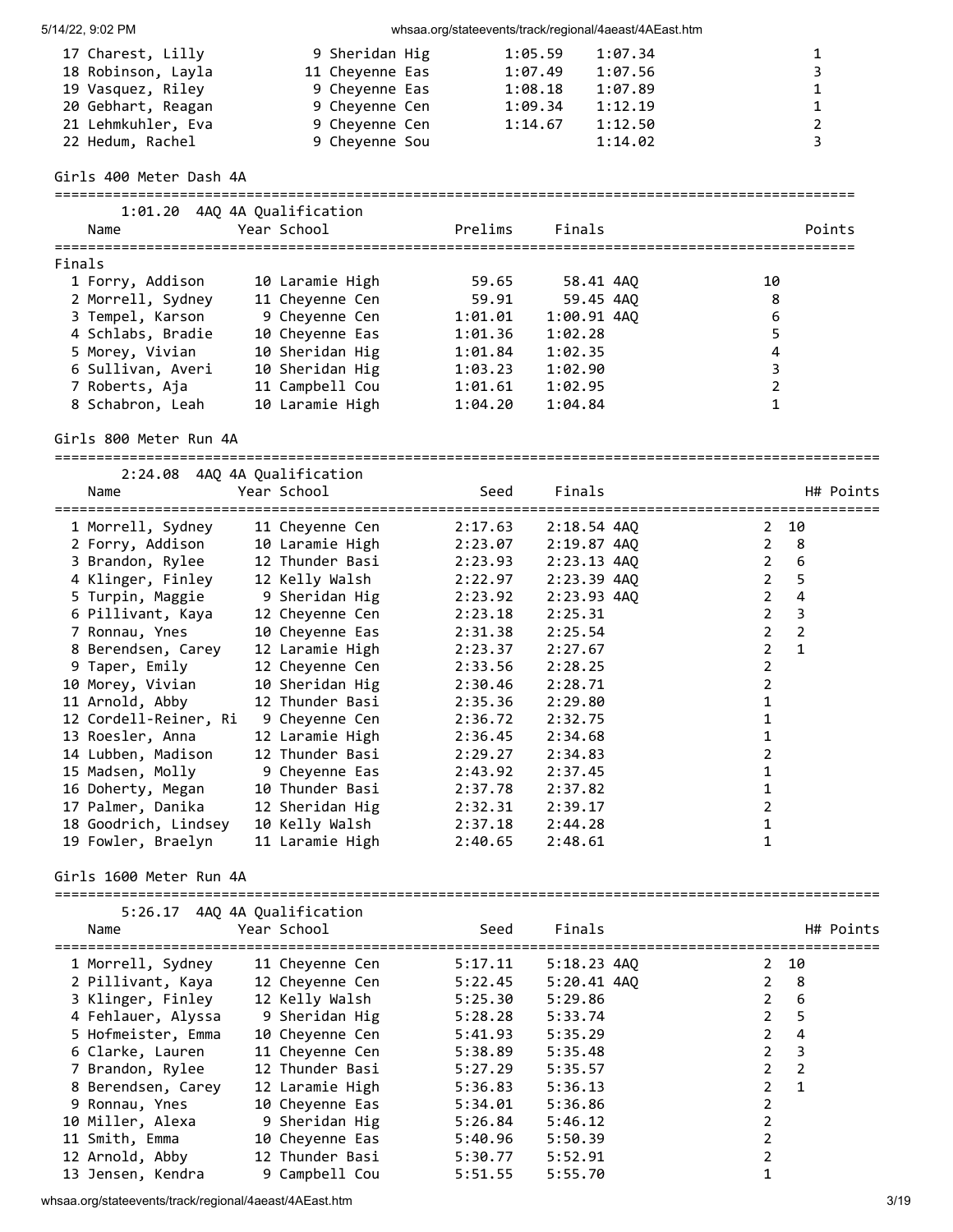| Place | Name | Year | School | Prelims | Finals | H# | Points |
|---|---|---|---|---|---|---|---|
| 17 | Charest, Lilly | 9 | Sheridan Hig | 1:05.59 | 1:07.34 | | 1 |
| 18 | Robinson, Layla | 11 | Cheyenne Eas | 1:07.49 | 1:07.56 | | 3 |
| 19 | Vasquez, Riley | 9 | Cheyenne Eas | 1:08.18 | 1:07.89 | | 1 |
| 20 | Gebhart, Reagan | 9 | Cheyenne Cen | 1:09.34 | 1:12.19 | | 1 |
| 21 | Lehmkuhler, Eva | 9 | Cheyenne Cen | 1:14.67 | 1:12.50 | | 2 |
| 22 | Hedum, Rachel | 9 | Cheyenne Sou | | 1:14.02 | | 3 |

## Girls 400 Meter Dash 4A

1:01.20 4AQ 4A Qualification

Finals

| Place | Name | Year | School | Prelims | Finals | Points |
|---|---|---|---|---|---|---|
| 1 | Forry, Addison | 10 | Laramie High | 59.65 | 58.41 4AQ | 10 |
| 2 | Morrell, Sydney | 11 | Cheyenne Cen | 59.91 | 59.45 4AQ | 8 |
| 3 | Tempel, Karson | 9 | Cheyenne Cen | 1:01.01 | 1:00.91 4AQ | 6 |
| 4 | Schlabs, Bradie | 10 | Cheyenne Eas | 1:01.36 | 1:02.28 | 5 |
| 5 | Morey, Vivian | 10 | Sheridan Hig | 1:01.84 | 1:02.35 | 4 |
| 6 | Sullivan, Averi | 10 | Sheridan Hig | 1:03.23 | 1:02.90 | 3 |
| 7 | Roberts, Aja | 11 | Campbell Cou | 1:01.61 | 1:02.95 | 2 |
| 8 | Schabron, Leah | 10 | Laramie High | 1:04.20 | 1:04.84 | 1 |

## Girls 800 Meter Run 4A

2:24.08 4AQ 4A Qualification

| Place | Name | Year | School | Seed | Finals | H# | Points |
|---|---|---|---|---|---|---|---|
| 1 | Morrell, Sydney | 11 | Cheyenne Cen | 2:17.63 | 2:18.54 4AQ | 2 | 10 |
| 2 | Forry, Addison | 10 | Laramie High | 2:23.07 | 2:19.87 4AQ | 2 | 8 |
| 3 | Brandon, Rylee | 12 | Thunder Basi | 2:23.93 | 2:23.13 4AQ | 2 | 6 |
| 4 | Klinger, Finley | 12 | Kelly Walsh | 2:22.97 | 2:23.39 4AQ | 2 | 5 |
| 5 | Turpin, Maggie | 9 | Sheridan Hig | 2:23.92 | 2:23.93 4AQ | 2 | 4 |
| 6 | Pillivant, Kaya | 12 | Cheyenne Cen | 2:23.18 | 2:25.31 | 2 | 3 |
| 7 | Ronnau, Ynes | 10 | Cheyenne Eas | 2:31.38 | 2:25.54 | 2 | 2 |
| 8 | Berendsen, Carey | 12 | Laramie High | 2:23.37 | 2:27.67 | 2 | 1 |
| 9 | Taper, Emily | 12 | Cheyenne Cen | 2:33.56 | 2:28.25 | 2 | |
| 10 | Morey, Vivian | 10 | Sheridan Hig | 2:30.46 | 2:28.71 | 2 | |
| 11 | Arnold, Abby | 12 | Thunder Basi | 2:35.36 | 2:29.80 | 1 | |
| 12 | Cordell-Reiner, Ri | 9 | Cheyenne Cen | 2:36.72 | 2:32.75 | 1 | |
| 13 | Roesler, Anna | 12 | Laramie High | 2:36.45 | 2:34.68 | 1 | |
| 14 | Lubben, Madison | 12 | Thunder Basi | 2:29.27 | 2:34.83 | 2 | |
| 15 | Madsen, Molly | 9 | Cheyenne Eas | 2:43.92 | 2:37.45 | 1 | |
| 16 | Doherty, Megan | 10 | Thunder Basi | 2:37.78 | 2:37.82 | 1 | |
| 17 | Palmer, Danika | 12 | Sheridan Hig | 2:32.31 | 2:39.17 | 2 | |
| 18 | Goodrich, Lindsey | 10 | Kelly Walsh | 2:37.18 | 2:44.28 | 1 | |
| 19 | Fowler, Braelyn | 11 | Laramie High | 2:40.65 | 2:48.61 | 1 | |

## Girls 1600 Meter Run 4A

5:26.17 4AQ 4A Qualification

| Place | Name | Year | School | Seed | Finals | H# | Points |
|---|---|---|---|---|---|---|---|
| 1 | Morrell, Sydney | 11 | Cheyenne Cen | 5:17.11 | 5:18.23 4AQ | 2 | 10 |
| 2 | Pillivant, Kaya | 12 | Cheyenne Cen | 5:22.45 | 5:20.41 4AQ | 2 | 8 |
| 3 | Klinger, Finley | 12 | Kelly Walsh | 5:25.30 | 5:29.86 | 2 | 6 |
| 4 | Fehlauer, Alyssa | 9 | Sheridan Hig | 5:28.28 | 5:33.74 | 2 | 5 |
| 5 | Hofmeister, Emma | 10 | Cheyenne Cen | 5:41.93 | 5:35.29 | 2 | 4 |
| 6 | Clarke, Lauren | 11 | Cheyenne Cen | 5:38.89 | 5:35.48 | 2 | 3 |
| 7 | Brandon, Rylee | 12 | Thunder Basi | 5:27.29 | 5:35.57 | 2 | 2 |
| 8 | Berendsen, Carey | 12 | Laramie High | 5:36.83 | 5:36.13 | 2 | 1 |
| 9 | Ronnau, Ynes | 10 | Cheyenne Eas | 5:34.01 | 5:36.86 | 2 | |
| 10 | Miller, Alexa | 9 | Sheridan Hig | 5:26.84 | 5:46.12 | 2 | |
| 11 | Smith, Emma | 10 | Cheyenne Eas | 5:40.96 | 5:50.39 | 2 | |
| 12 | Arnold, Abby | 12 | Thunder Basi | 5:30.77 | 5:52.91 | 2 | |
| 13 | Jensen, Kendra | 9 | Campbell Cou | 5:51.55 | 5:55.70 | 1 | |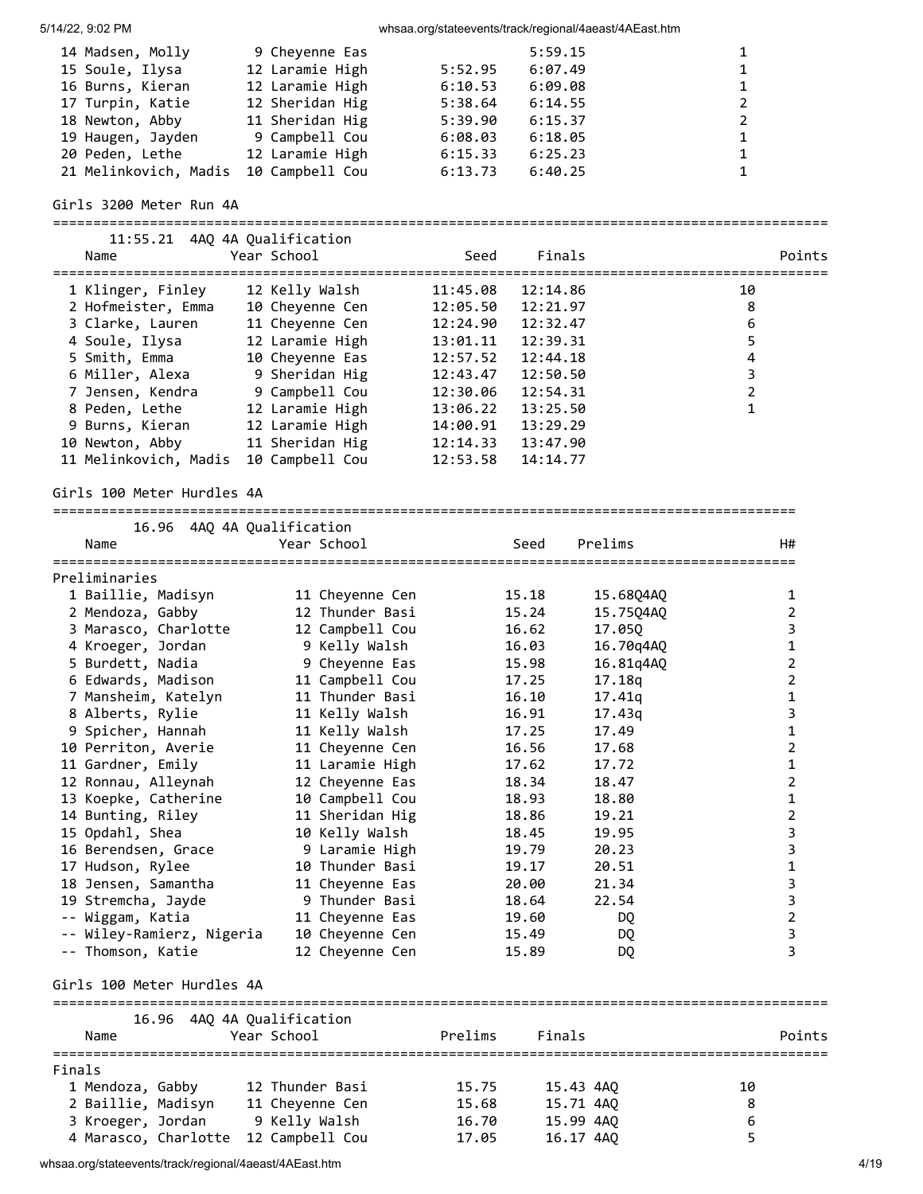| Place | Name | Year | School | Seed | Finals | Points |
|---|---|---|---|---|---|---|
| 14 | Madsen, Molly | 9 | Cheyenne Eas | | 5:59.15 | 1 |
| 15 | Soule, Ilysa | 12 | Laramie High | 5:52.95 | 6:07.49 | 1 |
| 16 | Burns, Kieran | 12 | Laramie High | 6:10.53 | 6:09.08 | 1 |
| 17 | Turpin, Katie | 12 | Sheridan Hig | 5:38.64 | 6:14.55 | 2 |
| 18 | Newton, Abby | 11 | Sheridan Hig | 5:39.90 | 6:15.37 | 2 |
| 19 | Haugen, Jayden | 9 | Campbell Cou | 6:08.03 | 6:18.05 | 1 |
| 20 | Peden, Lethe | 12 | Laramie High | 6:15.33 | 6:25.23 | 1 |
| 21 | Melinkovich, Madis | 10 | Campbell Cou | 6:13.73 | 6:40.25 | 1 |

## Girls 3200 Meter Run 4A

11:55.21 4AQ 4A Qualification

| Place | Name | Year | School | Seed | Finals | Points |
|---|---|---|---|---|---|---|
| 1 | Klinger, Finley | 12 | Kelly Walsh | 11:45.08 | 12:14.86 | 10 |
| 2 | Hofmeister, Emma | 10 | Cheyenne Cen | 12:05.50 | 12:21.97 | 8 |
| 3 | Clarke, Lauren | 11 | Cheyenne Cen | 12:24.90 | 12:32.47 | 6 |
| 4 | Soule, Ilysa | 12 | Laramie High | 13:01.11 | 12:39.31 | 5 |
| 5 | Smith, Emma | 10 | Cheyenne Eas | 12:57.52 | 12:44.18 | 4 |
| 6 | Miller, Alexa | 9 | Sheridan Hig | 12:43.47 | 12:50.50 | 3 |
| 7 | Jensen, Kendra | 9 | Campbell Cou | 12:30.06 | 12:54.31 | 2 |
| 8 | Peden, Lethe | 12 | Laramie High | 13:06.22 | 13:25.50 | 1 |
| 9 | Burns, Kieran | 12 | Laramie High | 14:00.91 | 13:29.29 | |
| 10 | Newton, Abby | 11 | Sheridan Hig | 12:14.33 | 13:47.90 | |
| 11 | Melinkovich, Madis | 10 | Campbell Cou | 12:53.58 | 14:14.77 | |

## Girls 100 Meter Hurdles 4A

16.96 4AQ 4A Qualification

### Preliminaries

| Place | Name | Year | School | Seed | Prelims | H# |
|---|---|---|---|---|---|---|
| 1 | Baillie, Madisyn | 11 | Cheyenne Cen | 15.18 | 15.68Q4AQ | 1 |
| 2 | Mendoza, Gabby | 12 | Thunder Basi | 15.24 | 15.75Q4AQ | 2 |
| 3 | Marasco, Charlotte | 12 | Campbell Cou | 16.62 | 17.05Q | 3 |
| 4 | Kroeger, Jordan | 9 | Kelly Walsh | 16.03 | 16.70q4AQ | 1 |
| 5 | Burdett, Nadia | 9 | Cheyenne Eas | 15.98 | 16.81q4AQ | 2 |
| 6 | Edwards, Madison | 11 | Campbell Cou | 17.25 | 17.18q | 2 |
| 7 | Mansheim, Katelyn | 11 | Thunder Basi | 16.10 | 17.41q | 1 |
| 8 | Alberts, Rylie | 11 | Kelly Walsh | 16.91 | 17.43q | 3 |
| 9 | Spicher, Hannah | 11 | Kelly Walsh | 17.25 | 17.49 | 1 |
| 10 | Perriton, Averie | 11 | Cheyenne Cen | 16.56 | 17.68 | 2 |
| 11 | Gardner, Emily | 11 | Laramie High | 17.62 | 17.72 | 1 |
| 12 | Ronnau, Alleynah | 12 | Cheyenne Eas | 18.34 | 18.47 | 2 |
| 13 | Koepke, Catherine | 10 | Campbell Cou | 18.93 | 18.80 | 1 |
| 14 | Bunting, Riley | 11 | Sheridan Hig | 18.86 | 19.21 | 2 |
| 15 | Opdahl, Shea | 10 | Kelly Walsh | 18.45 | 19.95 | 3 |
| 16 | Berendsen, Grace | 9 | Laramie High | 19.79 | 20.23 | 3 |
| 17 | Hudson, Rylee | 10 | Thunder Basi | 19.17 | 20.51 | 1 |
| 18 | Jensen, Samantha | 11 | Cheyenne Eas | 20.00 | 21.34 | 3 |
| 19 | Stremcha, Jayde | 9 | Thunder Basi | 18.64 | 22.54 | 3 |
| -- | Wiggam, Katia | 11 | Cheyenne Eas | 19.60 | DQ | 2 |
| -- | Wiley-Ramierz, Nigeria | 10 | Cheyenne Cen | 15.49 | DQ | 3 |
| -- | Thomson, Katie | 12 | Cheyenne Cen | 15.89 | DQ | 3 |

## Girls 100 Meter Hurdles 4A

16.96 4AQ 4A Qualification

### Finals

| Place | Name | Year | School | Prelims | Finals | Points |
|---|---|---|---|---|---|---|
| 1 | Mendoza, Gabby | 12 | Thunder Basi | 15.75 | 15.43 4AQ | 10 |
| 2 | Baillie, Madisyn | 11 | Cheyenne Cen | 15.68 | 15.71 4AQ | 8 |
| 3 | Kroeger, Jordan | 9 | Kelly Walsh | 16.70 | 15.99 4AQ | 6 |
| 4 | Marasco, Charlotte | 12 | Campbell Cou | 17.05 | 16.17 4AQ | 5 |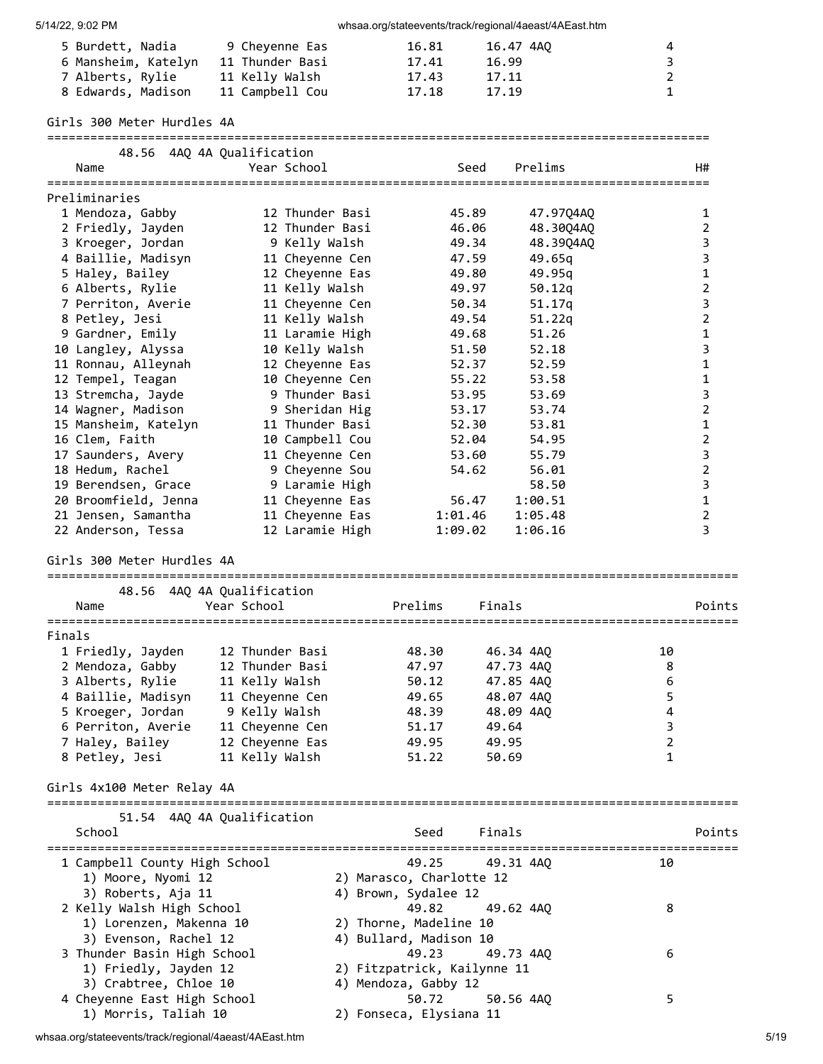| Place | Name | Year | School | Prelims | Finals | | Points |
|---|---|---|---|---|---|---|---|
| 5 | Burdett, Nadia | 9 | Cheyenne Eas | 16.81 | 16.47 | 4AQ | 4 |
| 6 | Mansheim, Katelyn | 11 | Thunder Basi | 17.41 | 16.99 | | 3 |
| 7 | Alberts, Rylie | 11 | Kelly Walsh | 17.43 | 17.11 | | 2 |
| 8 | Edwards, Madison | 11 | Campbell Cou | 17.18 | 17.19 | | 1 |

## Girls 300 Meter Hurdles 4A

48.56 4AQ 4A Qualification

Preliminaries

| Place | Name | Year | School | Seed | Prelims | | H# |
|---|---|---|---|---|---|---|---|
| 1 | Mendoza, Gabby | 12 | Thunder Basi | 45.89 | 47.97Q | 4AQ | 1 |
| 2 | Friedly, Jayden | 12 | Thunder Basi | 46.06 | 48.30Q | 4AQ | 2 |
| 3 | Kroeger, Jordan | 9 | Kelly Walsh | 49.34 | 48.39Q | 4AQ | 3 |
| 4 | Baillie, Madisyn | 11 | Cheyenne Cen | 47.59 | 49.65q | | 3 |
| 5 | Haley, Bailey | 12 | Cheyenne Eas | 49.80 | 49.95q | | 1 |
| 6 | Alberts, Rylie | 11 | Kelly Walsh | 49.97 | 50.12q | | 2 |
| 7 | Perriton, Averie | 11 | Cheyenne Cen | 50.34 | 51.17q | | 3 |
| 8 | Petley, Jesi | 11 | Kelly Walsh | 49.54 | 51.22q | | 2 |
| 9 | Gardner, Emily | 11 | Laramie High | 49.68 | 51.26 | | 1 |
| 10 | Langley, Alyssa | 10 | Kelly Walsh | 51.50 | 52.18 | | 3 |
| 11 | Ronnau, Alleynah | 12 | Cheyenne Eas | 52.37 | 52.59 | | 1 |
| 12 | Tempel, Teagan | 10 | Cheyenne Cen | 55.22 | 53.58 | | 1 |
| 13 | Stremcha, Jayde | 9 | Thunder Basi | 53.95 | 53.69 | | 3 |
| 14 | Wagner, Madison | 9 | Sheridan Hig | 53.17 | 53.74 | | 2 |
| 15 | Mansheim, Katelyn | 11 | Thunder Basi | 52.30 | 53.81 | | 1 |
| 16 | Clem, Faith | 10 | Campbell Cou | 52.04 | 54.95 | | 2 |
| 17 | Saunders, Avery | 11 | Cheyenne Cen | 53.60 | 55.79 | | 3 |
| 18 | Hedum, Rachel | 9 | Cheyenne Sou | 54.62 | 56.01 | | 2 |
| 19 | Berendsen, Grace | 9 | Laramie High | | 58.50 | | 3 |
| 20 | Broomfield, Jenna | 11 | Cheyenne Eas | 56.47 | 1:00.51 | | 1 |
| 21 | Jensen, Samantha | 11 | Cheyenne Eas | 1:01.46 | 1:05.48 | | 2 |
| 22 | Anderson, Tessa | 12 | Laramie High | 1:09.02 | 1:06.16 | | 3 |

## Girls 300 Meter Hurdles 4A

48.56 4AQ 4A Qualification

Finals

| Place | Name | Year | School | Prelims | Finals | | Points |
|---|---|---|---|---|---|---|---|
| 1 | Friedly, Jayden | 12 | Thunder Basi | 48.30 | 46.34 | 4AQ | 10 |
| 2 | Mendoza, Gabby | 12 | Thunder Basi | 47.97 | 47.73 | 4AQ | 8 |
| 3 | Alberts, Rylie | 11 | Kelly Walsh | 50.12 | 47.85 | 4AQ | 6 |
| 4 | Baillie, Madisyn | 11 | Cheyenne Cen | 49.65 | 48.07 | 4AQ | 5 |
| 5 | Kroeger, Jordan | 9 | Kelly Walsh | 48.39 | 48.09 | 4AQ | 4 |
| 6 | Perriton, Averie | 11 | Cheyenne Cen | 51.17 | 49.64 | | 3 |
| 7 | Haley, Bailey | 12 | Cheyenne Eas | 49.95 | 49.95 | | 2 |
| 8 | Petley, Jesi | 11 | Kelly Walsh | 51.22 | 50.69 | | 1 |

## Girls 4x100 Meter Relay 4A

51.54 4AQ 4A Qualification

| Place | School | Seed | Finals | | Points |
|---|---|---|---|---|---|
| 1 | Campbell County High School | 49.25 | 49.31 | 4AQ | 10 |
| | 1) Moore, Nyomi 12; 2) Marasco, Charlotte 12; 3) Roberts, Aja 11; 4) Brown, Sydalee 12 | | | | |
| 2 | Kelly Walsh High School | 49.82 | 49.62 | 4AQ | 8 |
| | 1) Lorenzen, Makenna 10; 2) Thorne, Madeline 10; 3) Evenson, Rachel 12; 4) Bullard, Madison 10 | | | | |
| 3 | Thunder Basin High School | 49.23 | 49.73 | 4AQ | 6 |
| | 1) Friedly, Jayden 12; 2) Fitzpatrick, Kailynne 11; 3) Crabtree, Chloe 10; 4) Mendoza, Gabby 12 | | | | |
| 4 | Cheyenne East High School | 50.72 | 50.56 | 4AQ | 5 |
| | 1) Morris, Taliah 10; 2) Fonseca, Elysiana 11 | | | | |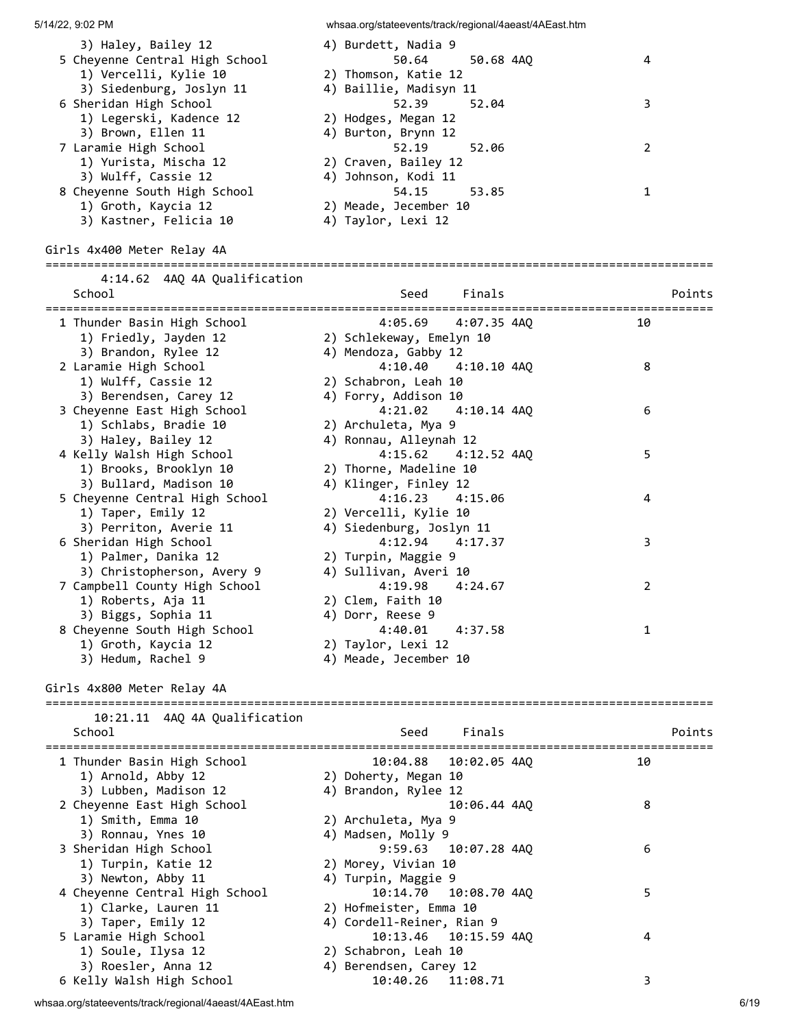| Place | School / Athletes | Seed | Finals | Qual | Points |
|---|---|---|---|---|---|
| | 3) Haley, Bailey 12 / 4) Burdett, Nadia 9 | | | | |
| 5 | Cheyenne Central High School | 50.64 | 50.68 | 4AQ | 4 |
| | 1) Vercelli, Kylie 10 / 2) Thomson, Katie 12 | | | | |
| | 3) Siedenburg, Joslyn 11 / 4) Baillie, Madisyn 11 | | | | |
| 6 | Sheridan High School | 52.39 | 52.04 | | 3 |
| | 1) Legerski, Kadence 12 / 2) Hodges, Megan 12 | | | | |
| | 3) Brown, Ellen 11 / 4) Burton, Brynn 12 | | | | |
| 7 | Laramie High School | 52.19 | 52.06 | | 2 |
| | 1) Yurista, Mischa 12 / 2) Craven, Bailey 12 | | | | |
| | 3) Wulff, Cassie 12 / 4) Johnson, Kodi 11 | | | | |
| 8 | Cheyenne South High School | 54.15 | 53.85 | | 1 |
| | 1) Groth, Kaycia 12 / 2) Meade, Jecember 10 | | | | |
| | 3) Kastner, Felicia 10 / 4) Taylor, Lexi 12 | | | | |

## Girls 4x400 Meter Relay 4A

4:14.62 4AQ 4A Qualification

| Place | School | Seed | Finals | Qual | Points |
|---|---|---|---|---|---|
| 1 | Thunder Basin High School | 4:05.69 | 4:07.35 | 4AQ | 10 |
| | 1) Friedly, Jayden 12 / 2) Schlekeway, Emelyn 10 | | | | |
| | 3) Brandon, Rylee 12 / 4) Mendoza, Gabby 12 | | | | |
| 2 | Laramie High School | 4:10.40 | 4:10.10 | 4AQ | 8 |
| | 1) Wulff, Cassie 12 / 2) Schabron, Leah 10 | | | | |
| | 3) Berendsen, Carey 12 / 4) Forry, Addison 10 | | | | |
| 3 | Cheyenne East High School | 4:21.02 | 4:10.14 | 4AQ | 6 |
| | 1) Schlabs, Bradie 10 / 2) Archuleta, Mya 9 | | | | |
| | 3) Haley, Bailey 12 / 4) Ronnau, Alleynah 12 | | | | |
| 4 | Kelly Walsh High School | 4:15.62 | 4:12.52 | 4AQ | 5 |
| | 1) Brooks, Brooklyn 10 / 2) Thorne, Madeline 10 | | | | |
| | 3) Bullard, Madison 10 / 4) Klinger, Finley 12 | | | | |
| 5 | Cheyenne Central High School | 4:16.23 | 4:15.06 | | 4 |
| | 1) Taper, Emily 12 / 2) Vercelli, Kylie 10 | | | | |
| | 3) Perriton, Averie 11 / 4) Siedenburg, Joslyn 11 | | | | |
| 6 | Sheridan High School | 4:12.94 | 4:17.37 | | 3 |
| | 1) Palmer, Danika 12 / 2) Turpin, Maggie 9 | | | | |
| | 3) Christopherson, Avery 9 / 4) Sullivan, Averi 10 | | | | |
| 7 | Campbell County High School | 4:19.98 | 4:24.67 | | 2 |
| | 1) Roberts, Aja 11 / 2) Clem, Faith 10 | | | | |
| | 3) Biggs, Sophia 11 / 4) Dorr, Reese 9 | | | | |
| 8 | Cheyenne South High School | 4:40.01 | 4:37.58 | | 1 |
| | 1) Groth, Kaycia 12 / 2) Taylor, Lexi 12 | | | | |
| | 3) Hedum, Rachel 9 / 4) Meade, Jecember 10 | | | | |

## Girls 4x800 Meter Relay 4A

10:21.11 4AQ 4A Qualification

| Place | School | Seed | Finals | Qual | Points |
|---|---|---|---|---|---|
| 1 | Thunder Basin High School | 10:04.88 | 10:02.05 | 4AQ | 10 |
| | 1) Arnold, Abby 12 / 2) Doherty, Megan 10 | | | | |
| | 3) Lubben, Madison 12 / 4) Brandon, Rylee 12 | | | | |
| 2 | Cheyenne East High School | | 10:06.44 | 4AQ | 8 |
| | 1) Smith, Emma 10 / 2) Archuleta, Mya 9 | | | | |
| | 3) Ronnau, Ynes 10 / 4) Madsen, Molly 9 | | | | |
| 3 | Sheridan High School | 9:59.63 | 10:07.28 | 4AQ | 6 |
| | 1) Turpin, Katie 12 / 2) Morey, Vivian 10 | | | | |
| | 3) Newton, Abby 11 / 4) Turpin, Maggie 9 | | | | |
| 4 | Cheyenne Central High School | 10:14.70 | 10:08.70 | 4AQ | 5 |
| | 1) Clarke, Lauren 11 / 2) Hofmeister, Emma 10 | | | | |
| | 3) Taper, Emily 12 / 4) Cordell-Reiner, Rian 9 | | | | |
| 5 | Laramie High School | 10:13.46 | 10:15.59 | 4AQ | 4 |
| | 1) Soule, Ilysa 12 / 2) Schabron, Leah 10 | | | | |
| | 3) Roesler, Anna 12 / 4) Berendsen, Carey 12 | | | | |
| 6 | Kelly Walsh High School | 10:40.26 | 11:08.71 | | 3 |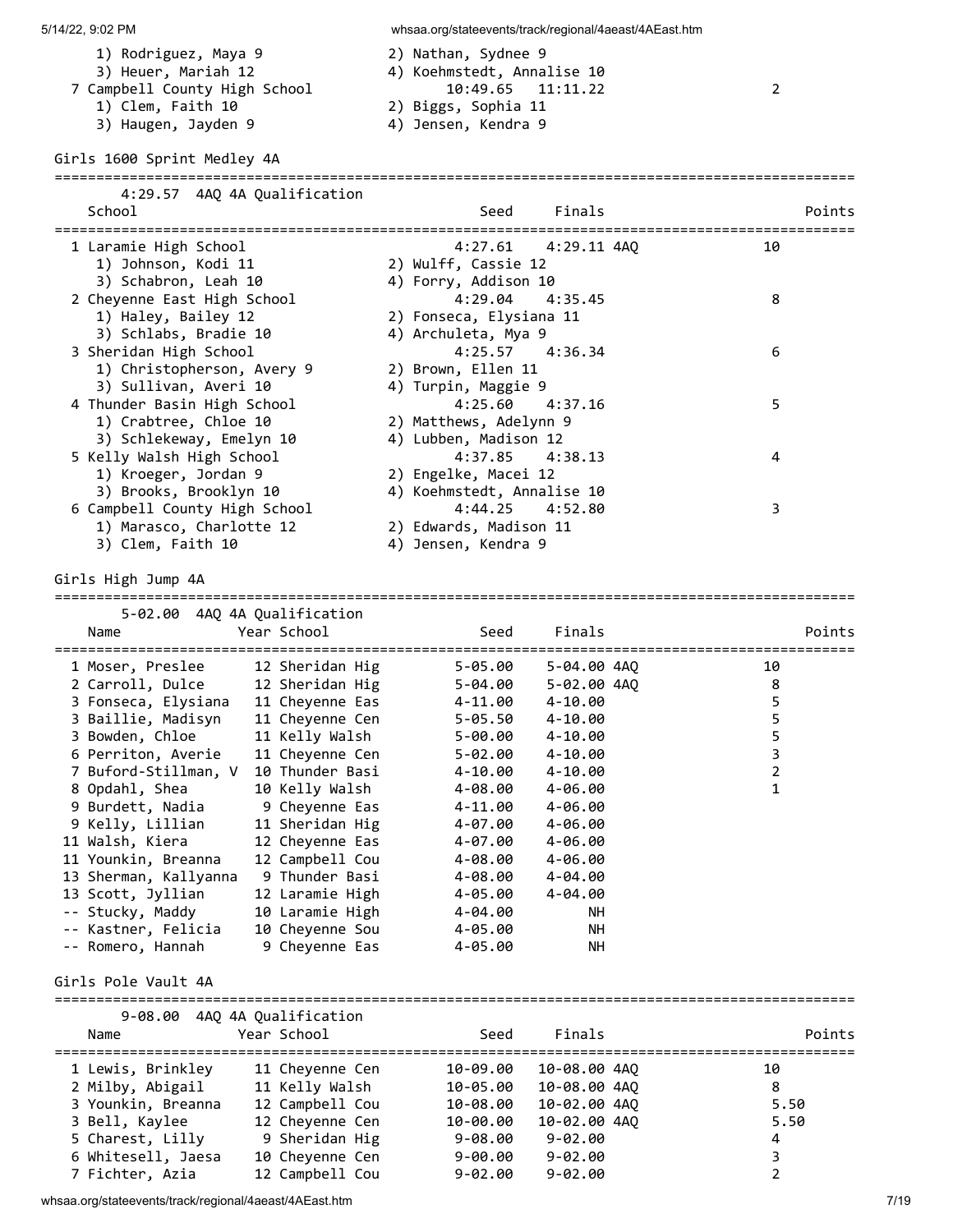| | | | |
|---|---|---|---|
| 1) Rodriguez, Maya 9 | 2) Nathan, Sydnee 9 | | |
| 3) Heuer, Mariah 12 | 4) Koehmstedt, Annalise 10 | | |
| 7 Campbell County High School | 10:49.65 | 11:11.22 | 2 |
| 1) Clem, Faith 10 | 2) Biggs, Sophia 11 | | |
| 3) Haugen, Jayden 9 | 4) Jensen, Kendra 9 | | |

## Girls 1600 Sprint Medley 4A

4:29.57 4AQ 4A Qualification

| School | | Seed | Finals | Points |
|---|---|---|---|---|
| 1 Laramie High School | | 4:27.61 | 4:29.11 4AQ | 10 |
| 1) Johnson, Kodi 11 | 2) Wulff, Cassie 12 | | | |
| 3) Schabron, Leah 10 | 4) Forry, Addison 10 | | | |
| 2 Cheyenne East High School | | 4:29.04 | 4:35.45 | 8 |
| 1) Haley, Bailey 12 | 2) Fonseca, Elysiana 11 | | | |
| 3) Schlabs, Bradie 10 | 4) Archuleta, Mya 9 | | | |
| 3 Sheridan High School | | 4:25.57 | 4:36.34 | 6 |
| 1) Christopherson, Avery 9 | 2) Brown, Ellen 11 | | | |
| 3) Sullivan, Averi 10 | 4) Turpin, Maggie 9 | | | |
| 4 Thunder Basin High School | | 4:25.60 | 4:37.16 | 5 |
| 1) Crabtree, Chloe 10 | 2) Matthews, Adelynn 9 | | | |
| 3) Schlekeway, Emelyn 10 | 4) Lubben, Madison 12 | | | |
| 5 Kelly Walsh High School | | 4:37.85 | 4:38.13 | 4 |
| 1) Kroeger, Jordan 9 | 2) Engelke, Macei 12 | | | |
| 3) Brooks, Brooklyn 10 | 4) Koehmstedt, Annalise 10 | | | |
| 6 Campbell County High School | | 4:44.25 | 4:52.80 | 3 |
| 1) Marasco, Charlotte 12 | 2) Edwards, Madison 11 | | | |
| 3) Clem, Faith 10 | 4) Jensen, Kendra 9 | | | |

## Girls High Jump 4A

5-02.00 4AQ 4A Qualification

| Name | Year | School | Seed | Finals | Points |
|---|---|---|---|---|---|
| 1 Moser, Preslee | 12 | Sheridan Hig | 5-05.00 | 5-04.00 4AQ | 10 |
| 2 Carroll, Dulce | 12 | Sheridan Hig | 5-04.00 | 5-02.00 4AQ | 8 |
| 3 Fonseca, Elysiana | 11 | Cheyenne Eas | 4-11.00 | 4-10.00 | 5 |
| 3 Baillie, Madisyn | 11 | Cheyenne Cen | 5-05.50 | 4-10.00 | 5 |
| 3 Bowden, Chloe | 11 | Kelly Walsh | 5-00.00 | 4-10.00 | 5 |
| 6 Perriton, Averie | 11 | Cheyenne Cen | 5-02.00 | 4-10.00 | 3 |
| 7 Buford-Stillman, V | 10 | Thunder Basi | 4-10.00 | 4-10.00 | 2 |
| 8 Opdahl, Shea | 10 | Kelly Walsh | 4-08.00 | 4-06.00 | 1 |
| 9 Burdett, Nadia | 9 | Cheyenne Eas | 4-11.00 | 4-06.00 | |
| 9 Kelly, Lillian | 11 | Sheridan Hig | 4-07.00 | 4-06.00 | |
| 11 Walsh, Kiera | 12 | Cheyenne Eas | 4-07.00 | 4-06.00 | |
| 11 Younkin, Breanna | 12 | Campbell Cou | 4-08.00 | 4-06.00 | |
| 13 Sherman, Kallyanna | 9 | Thunder Basi | 4-08.00 | 4-04.00 | |
| 13 Scott, Jyllian | 12 | Laramie High | 4-05.00 | 4-04.00 | |
| -- Stucky, Maddy | 10 | Laramie High | 4-04.00 | NH | |
| -- Kastner, Felicia | 10 | Cheyenne Sou | 4-05.00 | NH | |
| -- Romero, Hannah | 9 | Cheyenne Eas | 4-05.00 | NH | |

## Girls Pole Vault 4A

9-08.00 4AQ 4A Qualification

| Name | Year | School | Seed | Finals | Points |
|---|---|---|---|---|---|
| 1 Lewis, Brinkley | 11 | Cheyenne Cen | 10-09.00 | 10-08.00 4AQ | 10 |
| 2 Milby, Abigail | 11 | Kelly Walsh | 10-05.00 | 10-08.00 4AQ | 8 |
| 3 Younkin, Breanna | 12 | Campbell Cou | 10-08.00 | 10-02.00 4AQ | 5.50 |
| 3 Bell, Kaylee | 12 | Cheyenne Cen | 10-00.00 | 10-02.00 4AQ | 5.50 |
| 5 Charest, Lilly | 9 | Sheridan Hig | 9-08.00 | 9-02.00 | 4 |
| 6 Whitesell, Jaesa | 10 | Cheyenne Cen | 9-00.00 | 9-02.00 | 3 |
| 7 Fichter, Azia | 12 | Campbell Cou | 9-02.00 | 9-02.00 | 2 |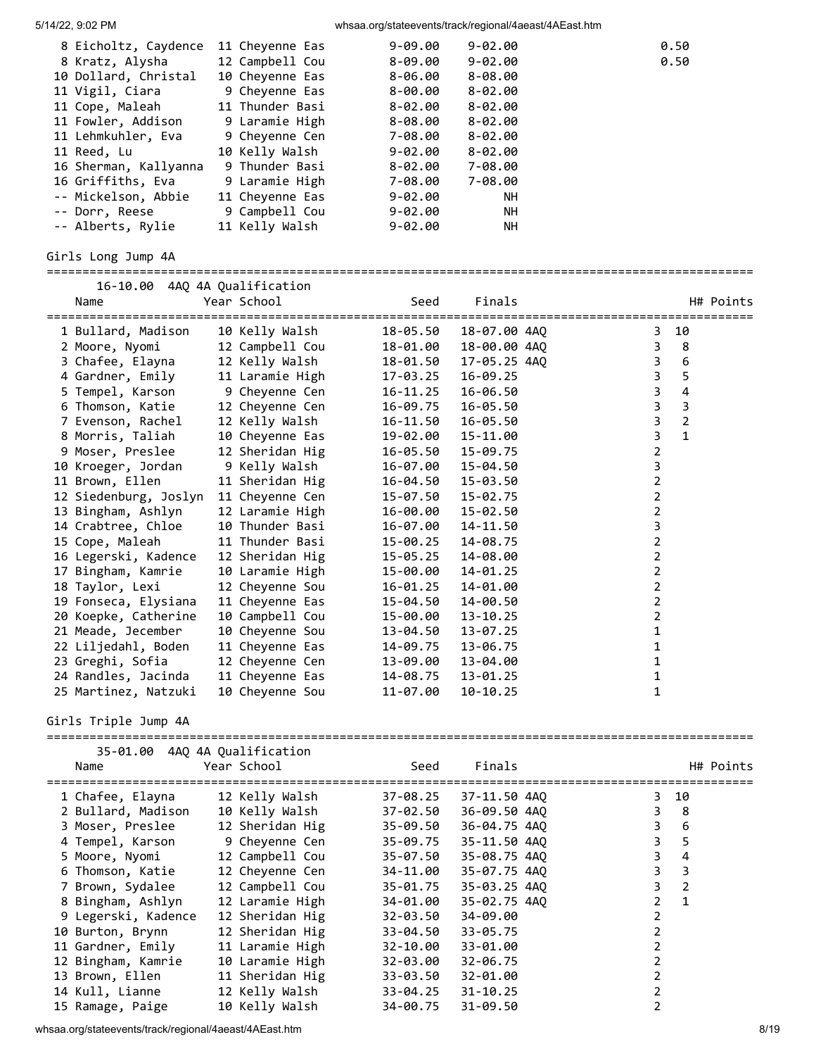| Place | Name | Year | School | Seed | Finals | H# | Points |
|---|---|---|---|---|---|---|---|
| 8 | Eicholtz, Caydence | 11 | Cheyenne Eas | 9-09.00 | 9-02.00 | | 0.50 |
| 8 | Kratz, Alysha | 12 | Campbell Cou | 8-09.00 | 9-02.00 | | 0.50 |
| 10 | Dollard, Christal | 10 | Cheyenne Eas | 8-06.00 | 8-08.00 | | |
| 11 | Vigil, Ciara | 9 | Cheyenne Eas | 8-00.00 | 8-02.00 | | |
| 11 | Cope, Maleah | 11 | Thunder Basi | 8-02.00 | 8-02.00 | | |
| 11 | Fowler, Addison | 9 | Laramie High | 8-08.00 | 8-02.00 | | |
| 11 | Lehmkuhler, Eva | 9 | Cheyenne Cen | 7-08.00 | 8-02.00 | | |
| 11 | Reed, Lu | 10 | Kelly Walsh | 9-02.00 | 8-02.00 | | |
| 16 | Sherman, Kallyanna | 9 | Thunder Basi | 8-02.00 | 7-08.00 | | |
| 16 | Griffiths, Eva | 9 | Laramie High | 7-08.00 | 7-08.00 | | |
| -- | Mickelson, Abbie | 11 | Cheyenne Eas | 9-02.00 | NH | | |
| -- | Dorr, Reese | 9 | Campbell Cou | 9-02.00 | NH | | |
| -- | Alberts, Rylie | 11 | Kelly Walsh | 9-02.00 | NH | | |

## Girls Long Jump 4A

16-10.00 4AQ 4A Qualification

| Place | Name | Year | School | Seed | Finals | H# | Points |
|---|---|---|---|---|---|---|---|
| 1 | Bullard, Madison | 10 | Kelly Walsh | 18-05.50 | 18-07.00 4AQ | 3 | 10 |
| 2 | Moore, Nyomi | 12 | Campbell Cou | 18-01.00 | 18-00.00 4AQ | 3 | 8 |
| 3 | Chafee, Elayna | 12 | Kelly Walsh | 18-01.50 | 17-05.25 4AQ | 3 | 6 |
| 4 | Gardner, Emily | 11 | Laramie High | 17-03.25 | 16-09.25 | 3 | 5 |
| 5 | Tempel, Karson | 9 | Cheyenne Cen | 16-11.25 | 16-06.50 | 3 | 4 |
| 6 | Thomson, Katie | 12 | Cheyenne Cen | 16-09.75 | 16-05.50 | 3 | 3 |
| 7 | Evenson, Rachel | 12 | Kelly Walsh | 16-11.50 | 16-05.50 | 3 | 2 |
| 8 | Morris, Taliah | 10 | Cheyenne Eas | 19-02.00 | 15-11.00 | 3 | 1 |
| 9 | Moser, Preslee | 12 | Sheridan Hig | 16-05.50 | 15-09.75 | 2 | |
| 10 | Kroeger, Jordan | 9 | Kelly Walsh | 16-07.00 | 15-04.50 | 3 | |
| 11 | Brown, Ellen | 11 | Sheridan Hig | 16-04.50 | 15-03.50 | 2 | |
| 12 | Siedenburg, Joslyn | 11 | Cheyenne Cen | 15-07.50 | 15-02.75 | 2 | |
| 13 | Bingham, Ashlyn | 12 | Laramie High | 16-00.00 | 15-02.50 | 2 | |
| 14 | Crabtree, Chloe | 10 | Thunder Basi | 16-07.00 | 14-11.50 | 3 | |
| 15 | Cope, Maleah | 11 | Thunder Basi | 15-00.25 | 14-08.75 | 2 | |
| 16 | Legerski, Kadence | 12 | Sheridan Hig | 15-05.25 | 14-08.00 | 2 | |
| 17 | Bingham, Kamrie | 10 | Laramie High | 15-00.00 | 14-01.25 | 2 | |
| 18 | Taylor, Lexi | 12 | Cheyenne Sou | 16-01.25 | 14-01.00 | 2 | |
| 19 | Fonseca, Elysiana | 11 | Cheyenne Eas | 15-04.50 | 14-00.50 | 2 | |
| 20 | Koepke, Catherine | 10 | Campbell Cou | 15-00.00 | 13-10.25 | 2 | |
| 21 | Meade, Jecember | 10 | Cheyenne Sou | 13-04.50 | 13-07.25 | 1 | |
| 22 | Liljedahl, Boden | 11 | Cheyenne Eas | 14-09.75 | 13-06.75 | 1 | |
| 23 | Greghi, Sofia | 12 | Cheyenne Cen | 13-09.00 | 13-04.00 | 1 | |
| 24 | Randles, Jacinda | 11 | Cheyenne Eas | 14-08.75 | 13-01.25 | 1 | |
| 25 | Martinez, Natzuki | 10 | Cheyenne Sou | 11-07.00 | 10-10.25 | 1 | |

## Girls Triple Jump 4A

35-01.00 4AQ 4A Qualification

| Place | Name | Year | School | Seed | Finals | H# | Points |
|---|---|---|---|---|---|---|---|
| 1 | Chafee, Elayna | 12 | Kelly Walsh | 37-08.25 | 37-11.50 4AQ | 3 | 10 |
| 2 | Bullard, Madison | 10 | Kelly Walsh | 37-02.50 | 36-09.50 4AQ | 3 | 8 |
| 3 | Moser, Preslee | 12 | Sheridan Hig | 35-09.50 | 36-04.75 4AQ | 3 | 6 |
| 4 | Tempel, Karson | 9 | Cheyenne Cen | 35-09.75 | 35-11.50 4AQ | 3 | 5 |
| 5 | Moore, Nyomi | 12 | Campbell Cou | 35-07.50 | 35-08.75 4AQ | 3 | 4 |
| 6 | Thomson, Katie | 12 | Cheyenne Cen | 34-11.00 | 35-07.75 4AQ | 3 | 3 |
| 7 | Brown, Sydalee | 12 | Campbell Cou | 35-01.75 | 35-03.25 4AQ | 3 | 2 |
| 8 | Bingham, Ashlyn | 12 | Laramie High | 34-01.00 | 35-02.75 4AQ | 2 | 1 |
| 9 | Legerski, Kadence | 12 | Sheridan Hig | 32-03.50 | 34-09.00 | 2 | |
| 10 | Burton, Brynn | 12 | Sheridan Hig | 33-04.50 | 33-05.75 | 2 | |
| 11 | Gardner, Emily | 11 | Laramie High | 32-10.00 | 33-01.00 | 2 | |
| 12 | Bingham, Kamrie | 10 | Laramie High | 32-03.00 | 32-06.75 | 2 | |
| 13 | Brown, Ellen | 11 | Sheridan Hig | 33-03.50 | 32-01.00 | 2 | |
| 14 | Kull, Lianne | 12 | Kelly Walsh | 33-04.25 | 31-10.25 | 2 | |
| 15 | Ramage, Paige | 10 | Kelly Walsh | 34-00.75 | 31-09.50 | 2 | |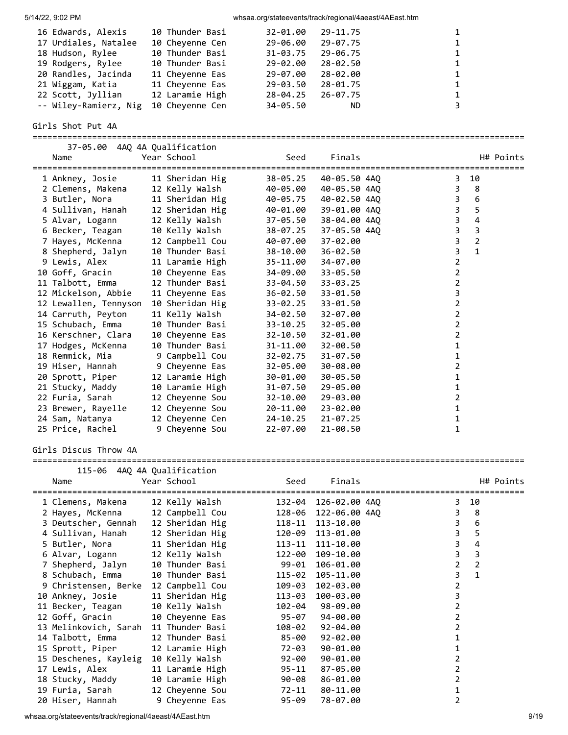| Place | Name | Year | School | Seed | Finals | | H# | Points |
|---|---|---|---|---|---|---|---|---|
| 16 | Edwards, Alexis | 10 | Thunder Basi | 32-01.00 | 29-11.75 | | 1 | |
| 17 | Urdiales, Natalee | 10 | Cheyenne Cen | 29-06.00 | 29-07.75 | | 1 | |
| 18 | Hudson, Rylee | 10 | Thunder Basi | 31-03.75 | 29-06.75 | | 1 | |
| 19 | Rodgers, Rylee | 10 | Thunder Basi | 29-02.00 | 28-02.50 | | 1 | |
| 20 | Randles, Jacinda | 11 | Cheyenne Eas | 29-07.00 | 28-02.00 | | 1 | |
| 21 | Wiggam, Katia | 11 | Cheyenne Eas | 29-03.50 | 28-01.75 | | 1 | |
| 22 | Scott, Jyllian | 12 | Laramie High | 28-04.25 | 26-07.75 | | 1 | |
| -- | Wiley-Ramierz, Nig | 10 | Cheyenne Cen | 34-05.50 | ND | | 3 | |

## Girls Shot Put 4A

37-05.00 4AQ 4A Qualification

| Place | Name | Year | School | Seed | Finals | | H# | Points |
|---|---|---|---|---|---|---|---|---|
| 1 | Ankney, Josie | 11 | Sheridan Hig | 38-05.25 | 40-05.50 | 4AQ | 3 | 10 |
| 2 | Clemens, Makena | 12 | Kelly Walsh | 40-05.00 | 40-05.50 | 4AQ | 3 | 8 |
| 3 | Butler, Nora | 11 | Sheridan Hig | 40-05.75 | 40-02.50 | 4AQ | 3 | 6 |
| 4 | Sullivan, Hanah | 12 | Sheridan Hig | 40-01.00 | 39-01.00 | 4AQ | 3 | 5 |
| 5 | Alvar, Logann | 12 | Kelly Walsh | 37-05.50 | 38-04.00 | 4AQ | 3 | 4 |
| 6 | Becker, Teagan | 10 | Kelly Walsh | 38-07.25 | 37-05.50 | 4AQ | 3 | 3 |
| 7 | Hayes, McKenna | 12 | Campbell Cou | 40-07.00 | 37-02.00 | | 3 | 2 |
| 8 | Shepherd, Jalyn | 10 | Thunder Basi | 38-10.00 | 36-02.50 | | 3 | 1 |
| 9 | Lewis, Alex | 11 | Laramie High | 35-11.00 | 34-07.00 | | 2 | |
| 10 | Goff, Gracin | 10 | Cheyenne Eas | 34-09.00 | 33-05.50 | | 2 | |
| 11 | Talbott, Emma | 12 | Thunder Basi | 33-04.50 | 33-03.25 | | 2 | |
| 12 | Mickelson, Abbie | 11 | Cheyenne Eas | 36-02.50 | 33-01.50 | | 3 | |
| 12 | Lewallen, Tennyson | 10 | Sheridan Hig | 33-02.25 | 33-01.50 | | 2 | |
| 14 | Carruth, Peyton | 11 | Kelly Walsh | 34-02.50 | 32-07.00 | | 2 | |
| 15 | Schubach, Emma | 10 | Thunder Basi | 33-10.25 | 32-05.00 | | 2 | |
| 16 | Kerschner, Clara | 10 | Cheyenne Eas | 32-10.50 | 32-01.00 | | 2 | |
| 17 | Hodges, McKenna | 10 | Thunder Basi | 31-11.00 | 32-00.50 | | 1 | |
| 18 | Remmick, Mia | 9 | Campbell Cou | 32-02.75 | 31-07.50 | | 1 | |
| 19 | Hiser, Hannah | 9 | Cheyenne Eas | 32-05.00 | 30-08.00 | | 2 | |
| 20 | Sprott, Piper | 12 | Laramie High | 30-01.00 | 30-05.50 | | 1 | |
| 21 | Stucky, Maddy | 10 | Laramie High | 31-07.50 | 29-05.00 | | 1 | |
| 22 | Furia, Sarah | 12 | Cheyenne Sou | 32-10.00 | 29-03.00 | | 2 | |
| 23 | Brewer, Rayelle | 12 | Cheyenne Sou | 20-11.00 | 23-02.00 | | 1 | |
| 24 | Sam, Natanya | 12 | Cheyenne Cen | 24-10.25 | 21-07.25 | | 1 | |
| 25 | Price, Rachel | 9 | Cheyenne Sou | 22-07.00 | 21-00.50 | | 1 | |

## Girls Discus Throw 4A

115-06 4AQ 4A Qualification

| Place | Name | Year | School | Seed | Finals | | H# | Points |
|---|---|---|---|---|---|---|---|---|
| 1 | Clemens, Makena | 12 | Kelly Walsh | 132-04 | 126-02.00 | 4AQ | 3 | 10 |
| 2 | Hayes, McKenna | 12 | Campbell Cou | 128-06 | 122-06.00 | 4AQ | 3 | 8 |
| 3 | Deutscher, Gennah | 12 | Sheridan Hig | 118-11 | 113-10.00 | | 3 | 6 |
| 4 | Sullivan, Hanah | 12 | Sheridan Hig | 120-09 | 113-01.00 | | 3 | 5 |
| 5 | Butler, Nora | 11 | Sheridan Hig | 113-11 | 111-10.00 | | 3 | 4 |
| 6 | Alvar, Logann | 12 | Kelly Walsh | 122-00 | 109-10.00 | | 3 | 3 |
| 7 | Shepherd, Jalyn | 10 | Thunder Basi | 99-01 | 106-01.00 | | 2 | 2 |
| 8 | Schubach, Emma | 10 | Thunder Basi | 115-02 | 105-11.00 | | 3 | 1 |
| 9 | Christensen, Berke | 12 | Campbell Cou | 109-03 | 102-03.00 | | 2 | |
| 10 | Ankney, Josie | 11 | Sheridan Hig | 113-03 | 100-03.00 | | 3 | |
| 11 | Becker, Teagan | 10 | Kelly Walsh | 102-04 | 98-09.00 | | 2 | |
| 12 | Goff, Gracin | 10 | Cheyenne Eas | 95-07 | 94-00.00 | | 2 | |
| 13 | Melinkovich, Sarah | 11 | Thunder Basi | 108-02 | 92-04.00 | | 2 | |
| 14 | Talbott, Emma | 12 | Thunder Basi | 85-00 | 92-02.00 | | 1 | |
| 15 | Sprott, Piper | 12 | Laramie High | 72-03 | 90-01.00 | | 1 | |
| 15 | Deschenes, Kayleig | 10 | Kelly Walsh | 92-00 | 90-01.00 | | 2 | |
| 17 | Lewis, Alex | 11 | Laramie High | 95-11 | 87-05.00 | | 2 | |
| 18 | Stucky, Maddy | 10 | Laramie High | 90-08 | 86-01.00 | | 2 | |
| 19 | Furia, Sarah | 12 | Cheyenne Sou | 72-11 | 80-11.00 | | 1 | |
| 20 | Hiser, Hannah | 9 | Cheyenne Eas | 95-09 | 78-07.00 | | 2 | |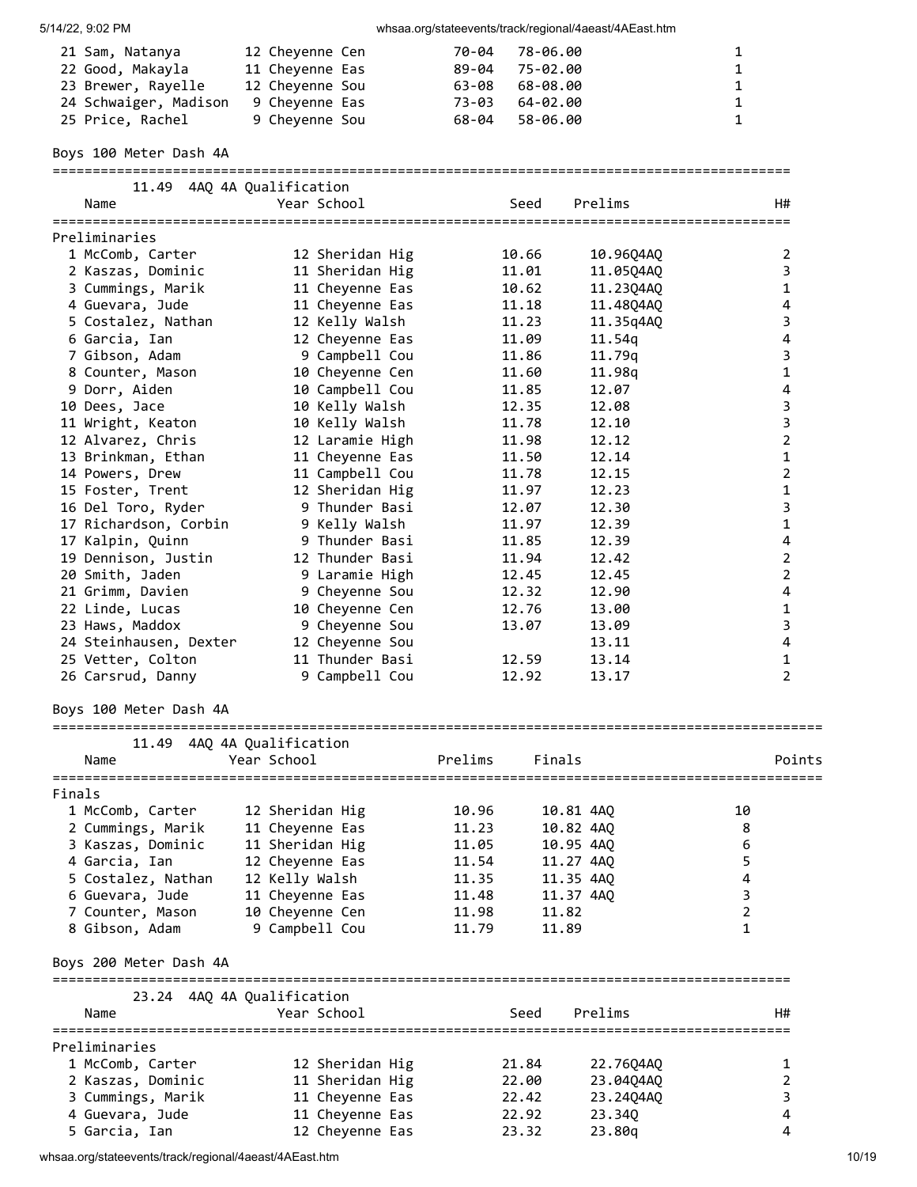| Place | Name | Year | School | Seed | Finals | Points |
|---|---|---|---|---|---|---|
| 21 | Sam, Natanya | 12 | Cheyenne Cen | 70-04 | 78-06.00 | 1 |
| 22 | Good, Makayla | 11 | Cheyenne Eas | 89-04 | 75-02.00 | 1 |
| 23 | Brewer, Rayelle | 12 | Cheyenne Sou | 63-08 | 68-08.00 | 1 |
| 24 | Schwaiger, Madison | 9 | Cheyenne Eas | 73-03 | 64-02.00 | 1 |
| 25 | Price, Rachel | 9 | Cheyenne Sou | 68-04 | 58-06.00 | 1 |

## Boys 100 Meter Dash 4A

11.49 4AQ 4A Qualification

Preliminaries

| Place | Name | Year | School | Seed | Prelims | H# |
|---|---|---|---|---|---|---|
| 1 | McComb, Carter | 12 | Sheridan Hig | 10.66 | 10.96Q4AQ | 2 |
| 2 | Kaszas, Dominic | 11 | Sheridan Hig | 11.01 | 11.05Q4AQ | 3 |
| 3 | Cummings, Marik | 11 | Cheyenne Eas | 10.62 | 11.23Q4AQ | 1 |
| 4 | Guevara, Jude | 11 | Cheyenne Eas | 11.18 | 11.48Q4AQ | 4 |
| 5 | Costalez, Nathan | 12 | Kelly Walsh | 11.23 | 11.35q4AQ | 3 |
| 6 | Garcia, Ian | 12 | Cheyenne Eas | 11.09 | 11.54q | 4 |
| 7 | Gibson, Adam | 9 | Campbell Cou | 11.86 | 11.79q | 3 |
| 8 | Counter, Mason | 10 | Cheyenne Cen | 11.60 | 11.98q | 1 |
| 9 | Dorr, Aiden | 10 | Campbell Cou | 11.85 | 12.07 | 4 |
| 10 | Dees, Jace | 10 | Kelly Walsh | 12.35 | 12.08 | 3 |
| 11 | Wright, Keaton | 10 | Kelly Walsh | 11.78 | 12.10 | 3 |
| 12 | Alvarez, Chris | 12 | Laramie High | 11.98 | 12.12 | 2 |
| 13 | Brinkman, Ethan | 11 | Cheyenne Eas | 11.50 | 12.14 | 1 |
| 14 | Powers, Drew | 11 | Campbell Cou | 11.78 | 12.15 | 2 |
| 15 | Foster, Trent | 12 | Sheridan Hig | 11.97 | 12.23 | 1 |
| 16 | Del Toro, Ryder | 9 | Thunder Basi | 12.07 | 12.30 | 3 |
| 17 | Richardson, Corbin | 9 | Kelly Walsh | 11.97 | 12.39 | 1 |
| 17 | Kalpin, Quinn | 9 | Thunder Basi | 11.85 | 12.39 | 4 |
| 19 | Dennison, Justin | 12 | Thunder Basi | 11.94 | 12.42 | 2 |
| 20 | Smith, Jaden | 9 | Laramie High | 12.45 | 12.45 | 2 |
| 21 | Grimm, Davien | 9 | Cheyenne Sou | 12.32 | 12.90 | 4 |
| 22 | Linde, Lucas | 10 | Cheyenne Cen | 12.76 | 13.00 | 1 |
| 23 | Haws, Maddox | 9 | Cheyenne Sou | 13.07 | 13.09 | 3 |
| 24 | Steinhausen, Dexter | 12 | Cheyenne Sou | | 13.11 | 4 |
| 25 | Vetter, Colton | 11 | Thunder Basi | 12.59 | 13.14 | 1 |
| 26 | Carsrud, Danny | 9 | Campbell Cou | 12.92 | 13.17 | 2 |

## Boys 100 Meter Dash 4A

11.49 4AQ 4A Qualification

Finals

| Place | Name | Year | School | Prelims | Finals | Points |
|---|---|---|---|---|---|---|
| 1 | McComb, Carter | 12 | Sheridan Hig | 10.96 | 10.81 4AQ | 10 |
| 2 | Cummings, Marik | 11 | Cheyenne Eas | 11.23 | 10.82 4AQ | 8 |
| 3 | Kaszas, Dominic | 11 | Sheridan Hig | 11.05 | 10.95 4AQ | 6 |
| 4 | Garcia, Ian | 12 | Cheyenne Eas | 11.54 | 11.27 4AQ | 5 |
| 5 | Costalez, Nathan | 12 | Kelly Walsh | 11.35 | 11.35 4AQ | 4 |
| 6 | Guevara, Jude | 11 | Cheyenne Eas | 11.48 | 11.37 4AQ | 3 |
| 7 | Counter, Mason | 10 | Cheyenne Cen | 11.98 | 11.82 | 2 |
| 8 | Gibson, Adam | 9 | Campbell Cou | 11.79 | 11.89 | 1 |

## Boys 200 Meter Dash 4A

23.24 4AQ 4A Qualification

Preliminaries

| Place | Name | Year | School | Seed | Prelims | H# |
|---|---|---|---|---|---|---|
| 1 | McComb, Carter | 12 | Sheridan Hig | 21.84 | 22.76Q4AQ | 1 |
| 2 | Kaszas, Dominic | 11 | Sheridan Hig | 22.00 | 23.04Q4AQ | 2 |
| 3 | Cummings, Marik | 11 | Cheyenne Eas | 22.42 | 23.24Q4AQ | 3 |
| 4 | Guevara, Jude | 11 | Cheyenne Eas | 22.92 | 23.34Q | 4 |
| 5 | Garcia, Ian | 12 | Cheyenne Eas | 23.32 | 23.80q | 4 |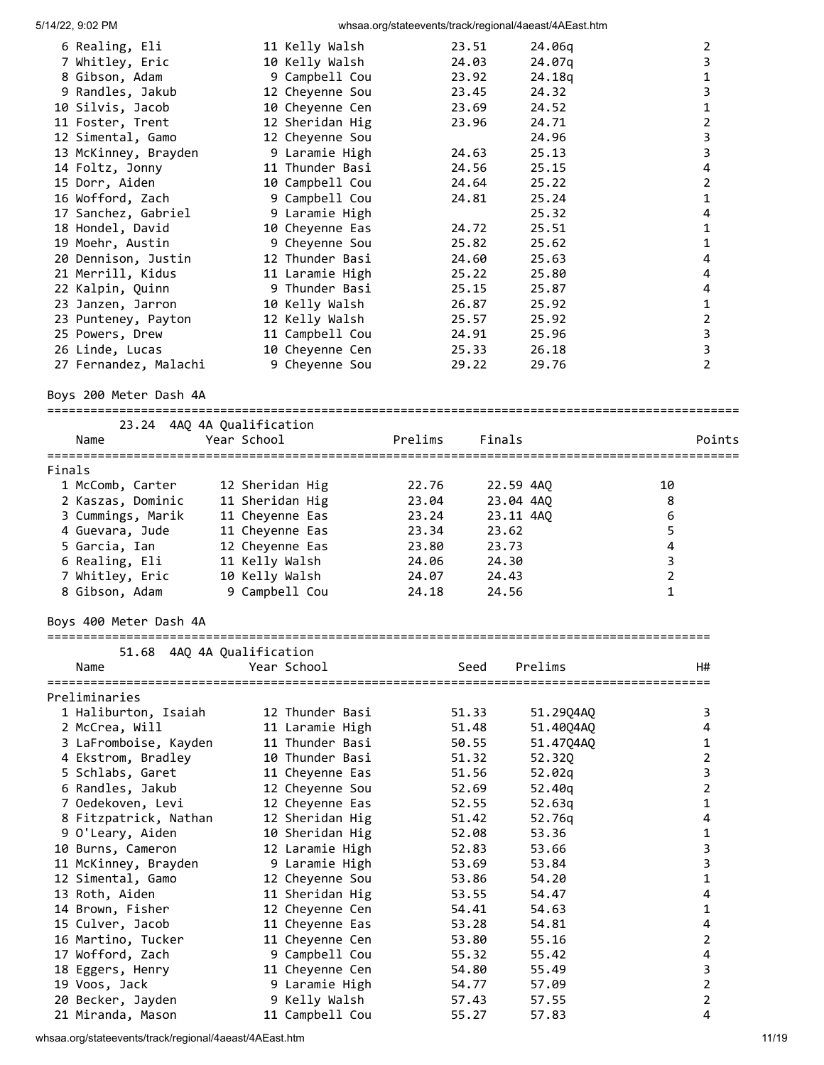| Place | Name | Year | School | Seed | Prelims | H# |
|---|---|---|---|---|---|---|
| 6 | Realing, Eli | 11 | Kelly Walsh | 23.51 | 24.06q | 2 |
| 7 | Whitley, Eric | 10 | Kelly Walsh | 24.03 | 24.07q | 3 |
| 8 | Gibson, Adam | 9 | Campbell Cou | 23.92 | 24.18q | 1 |
| 9 | Randles, Jakub | 12 | Cheyenne Sou | 23.45 | 24.32 | 3 |
| 10 | Silvis, Jacob | 10 | Cheyenne Cen | 23.69 | 24.52 | 1 |
| 11 | Foster, Trent | 12 | Sheridan Hig | 23.96 | 24.71 | 2 |
| 12 | Simental, Gamo | 12 | Cheyenne Sou | | 24.96 | 3 |
| 13 | McKinney, Brayden | 9 | Laramie High | 24.63 | 25.13 | 3 |
| 14 | Foltz, Jonny | 11 | Thunder Basi | 24.56 | 25.15 | 4 |
| 15 | Dorr, Aiden | 10 | Campbell Cou | 24.64 | 25.22 | 2 |
| 16 | Wofford, Zach | 9 | Campbell Cou | 24.81 | 25.24 | 1 |
| 17 | Sanchez, Gabriel | 9 | Laramie High | | 25.32 | 4 |
| 18 | Hondel, David | 10 | Cheyenne Eas | 24.72 | 25.51 | 1 |
| 19 | Moehr, Austin | 9 | Cheyenne Sou | 25.82 | 25.62 | 1 |
| 20 | Dennison, Justin | 12 | Thunder Basi | 24.60 | 25.63 | 4 |
| 21 | Merrill, Kidus | 11 | Laramie High | 25.22 | 25.80 | 4 |
| 22 | Kalpin, Quinn | 9 | Thunder Basi | 25.15 | 25.87 | 4 |
| 23 | Janzen, Jarron | 10 | Kelly Walsh | 26.87 | 25.92 | 1 |
| 23 | Punteney, Payton | 12 | Kelly Walsh | 25.57 | 25.92 | 2 |
| 25 | Powers, Drew | 11 | Campbell Cou | 24.91 | 25.96 | 3 |
| 26 | Linde, Lucas | 10 | Cheyenne Cen | 25.33 | 26.18 | 3 |
| 27 | Fernandez, Malachi | 9 | Cheyenne Sou | 29.22 | 29.76 | 2 |

## Boys 200 Meter Dash 4A

23.24 4AQ 4A Qualification

**Finals**

| Place | Name | Year | School | Prelims | Finals | Points |
|---|---|---|---|---|---|---|
| 1 | McComb, Carter | 12 | Sheridan Hig | 22.76 | 22.59 4AQ | 10 |
| 2 | Kaszas, Dominic | 11 | Sheridan Hig | 23.04 | 23.04 4AQ | 8 |
| 3 | Cummings, Marik | 11 | Cheyenne Eas | 23.24 | 23.11 4AQ | 6 |
| 4 | Guevara, Jude | 11 | Cheyenne Eas | 23.34 | 23.62 | 5 |
| 5 | Garcia, Ian | 12 | Cheyenne Eas | 23.80 | 23.73 | 4 |
| 6 | Realing, Eli | 11 | Kelly Walsh | 24.06 | 24.30 | 3 |
| 7 | Whitley, Eric | 10 | Kelly Walsh | 24.07 | 24.43 | 2 |
| 8 | Gibson, Adam | 9 | Campbell Cou | 24.18 | 24.56 | 1 |

## Boys 400 Meter Dash 4A

51.68 4AQ 4A Qualification

**Preliminaries**

| Place | Name | Year | School | Seed | Prelims | H# |
|---|---|---|---|---|---|---|
| 1 | Haliburton, Isaiah | 12 | Thunder Basi | 51.33 | 51.29Q4AQ | 3 |
| 2 | McCrea, Will | 11 | Laramie High | 51.48 | 51.40Q4AQ | 4 |
| 3 | LaFromboise, Kayden | 11 | Thunder Basi | 50.55 | 51.47Q4AQ | 1 |
| 4 | Ekstrom, Bradley | 10 | Thunder Basi | 51.32 | 52.32Q | 2 |
| 5 | Schlabs, Garet | 11 | Cheyenne Eas | 51.56 | 52.02q | 3 |
| 6 | Randles, Jakub | 12 | Cheyenne Sou | 52.69 | 52.40q | 2 |
| 7 | Oedekoven, Levi | 12 | Cheyenne Eas | 52.55 | 52.63q | 1 |
| 8 | Fitzpatrick, Nathan | 12 | Sheridan Hig | 51.42 | 52.76q | 4 |
| 9 | O'Leary, Aiden | 10 | Sheridan Hig | 52.08 | 53.36 | 1 |
| 10 | Burns, Cameron | 12 | Laramie High | 52.83 | 53.66 | 3 |
| 11 | McKinney, Brayden | 9 | Laramie High | 53.69 | 53.84 | 3 |
| 12 | Simental, Gamo | 12 | Cheyenne Sou | 53.86 | 54.20 | 1 |
| 13 | Roth, Aiden | 11 | Sheridan Hig | 53.55 | 54.47 | 4 |
| 14 | Brown, Fisher | 12 | Cheyenne Cen | 54.41 | 54.63 | 1 |
| 15 | Culver, Jacob | 11 | Cheyenne Eas | 53.28 | 54.81 | 4 |
| 16 | Martino, Tucker | 11 | Cheyenne Cen | 53.80 | 55.16 | 2 |
| 17 | Wofford, Zach | 9 | Campbell Cou | 55.32 | 55.42 | 4 |
| 18 | Eggers, Henry | 11 | Cheyenne Cen | 54.80 | 55.49 | 3 |
| 19 | Voos, Jack | 9 | Laramie High | 54.77 | 57.09 | 2 |
| 20 | Becker, Jayden | 9 | Kelly Walsh | 57.43 | 57.55 | 2 |
| 21 | Miranda, Mason | 11 | Campbell Cou | 55.27 | 57.83 | 4 |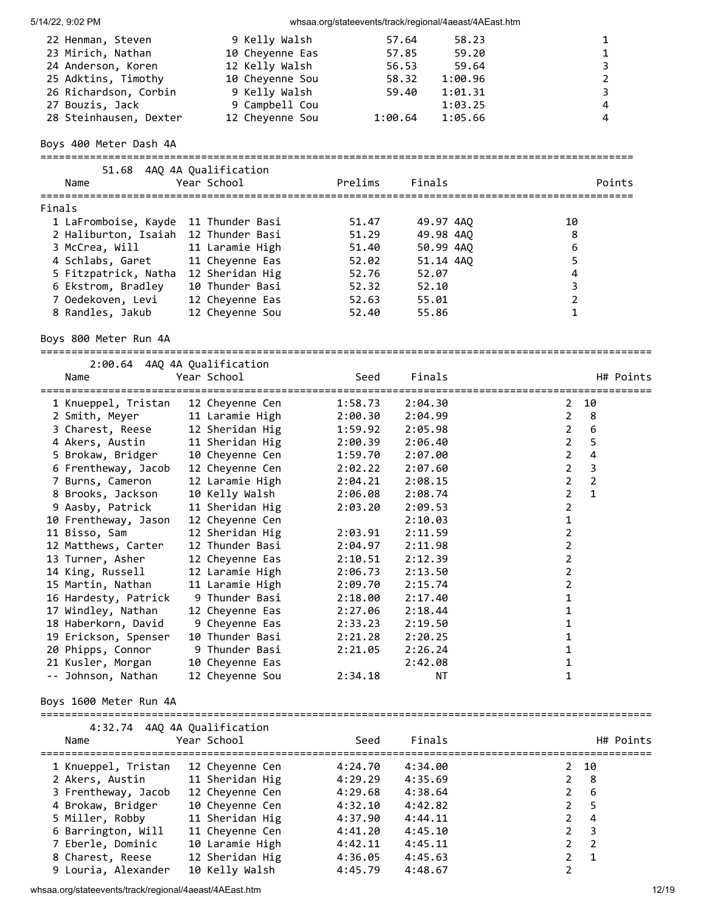| Place | Name | Year | School | Prelims | Finals | H# |
|---|---|---|---|---|---|---|
| 22 | Henman, Steven | 9 | Kelly Walsh | 57.64 | 58.23 | 1 |
| 23 | Mirich, Nathan | 10 | Cheyenne Eas | 57.85 | 59.20 | 1 |
| 24 | Anderson, Koren | 12 | Kelly Walsh | 56.53 | 59.64 | 3 |
| 25 | Adktins, Timothy | 10 | Cheyenne Sou | 58.32 | 1:00.96 | 2 |
| 26 | Richardson, Corbin | 9 | Kelly Walsh | 59.40 | 1:01.31 | 3 |
| 27 | Bouzis, Jack | 9 | Campbell Cou | | 1:03.25 | 4 |
| 28 | Steinhausen, Dexter | 12 | Cheyenne Sou | 1:00.64 | 1:05.66 | 4 |

## Boys 400 Meter Dash 4A

51.68 4AQ 4A Qualification

| Place | Name | Year | School | Prelims | Finals | | Points |
|---|---|---|---|---|---|---|---|
| **Finals** | | | | | | | |
| 1 | LaFromboise, Kayde | 11 | Thunder Basi | 51.47 | 49.97 | 4AQ | 10 |
| 2 | Haliburton, Isaiah | 12 | Thunder Basi | 51.29 | 49.98 | 4AQ | 8 |
| 3 | McCrea, Will | 11 | Laramie High | 51.40 | 50.99 | 4AQ | 6 |
| 4 | Schlabs, Garet | 11 | Cheyenne Eas | 52.02 | 51.14 | 4AQ | 5 |
| 5 | Fitzpatrick, Natha | 12 | Sheridan Hig | 52.76 | 52.07 | | 4 |
| 6 | Ekstrom, Bradley | 10 | Thunder Basi | 52.32 | 52.10 | | 3 |
| 7 | Oedekoven, Levi | 12 | Cheyenne Eas | 52.63 | 55.01 | | 2 |
| 8 | Randles, Jakub | 12 | Cheyenne Sou | 52.40 | 55.86 | | 1 |

## Boys 800 Meter Run 4A

2:00.64 4AQ 4A Qualification

| Place | Name | Year | School | Seed | Finals | H# | Points |
|---|---|---|---|---|---|---|---|
| 1 | Knueppel, Tristan | 12 | Cheyenne Cen | 1:58.73 | 2:04.30 | 2 | 10 |
| 2 | Smith, Meyer | 11 | Laramie High | 2:00.30 | 2:04.99 | 2 | 8 |
| 3 | Charest, Reese | 12 | Sheridan Hig | 1:59.92 | 2:05.98 | 2 | 6 |
| 4 | Akers, Austin | 11 | Sheridan Hig | 2:00.39 | 2:06.40 | 2 | 5 |
| 5 | Brokaw, Bridger | 10 | Cheyenne Cen | 1:59.70 | 2:07.00 | 2 | 4 |
| 6 | Frentheway, Jacob | 12 | Cheyenne Cen | 2:02.22 | 2:07.60 | 2 | 3 |
| 7 | Burns, Cameron | 12 | Laramie High | 2:04.21 | 2:08.15 | 2 | 2 |
| 8 | Brooks, Jackson | 10 | Kelly Walsh | 2:06.08 | 2:08.74 | 2 | 1 |
| 9 | Aasby, Patrick | 11 | Sheridan Hig | 2:03.20 | 2:09.53 | 2 | |
| 10 | Frentheway, Jason | 12 | Cheyenne Cen | | 2:10.03 | 1 | |
| 11 | Bisso, Sam | 12 | Sheridan Hig | 2:03.91 | 2:11.59 | 2 | |
| 12 | Matthews, Carter | 12 | Thunder Basi | 2:04.97 | 2:11.98 | 2 | |
| 13 | Turner, Asher | 12 | Cheyenne Eas | 2:10.51 | 2:12.39 | 2 | |
| 14 | King, Russell | 12 | Laramie High | 2:06.73 | 2:13.50 | 2 | |
| 15 | Martin, Nathan | 11 | Laramie High | 2:09.70 | 2:15.74 | 2 | |
| 16 | Hardesty, Patrick | 9 | Thunder Basi | 2:18.00 | 2:17.40 | 1 | |
| 17 | Windley, Nathan | 12 | Cheyenne Eas | 2:27.06 | 2:18.44 | 1 | |
| 18 | Haberkorn, David | 9 | Cheyenne Eas | 2:33.23 | 2:19.50 | 1 | |
| 19 | Erickson, Spenser | 10 | Thunder Basi | 2:21.28 | 2:20.25 | 1 | |
| 20 | Phipps, Connor | 9 | Thunder Basi | 2:21.05 | 2:26.24 | 1 | |
| 21 | Kusler, Morgan | 10 | Cheyenne Eas | | 2:42.08 | 1 | |
| -- | Johnson, Nathan | 12 | Cheyenne Sou | 2:34.18 | NT | 1 | |

## Boys 1600 Meter Run 4A

4:32.74 4AQ 4A Qualification

| Place | Name | Year | School | Seed | Finals | H# | Points |
|---|---|---|---|---|---|---|---|
| 1 | Knueppel, Tristan | 12 | Cheyenne Cen | 4:24.70 | 4:34.00 | 2 | 10 |
| 2 | Akers, Austin | 11 | Sheridan Hig | 4:29.29 | 4:35.69 | 2 | 8 |
| 3 | Frentheway, Jacob | 12 | Cheyenne Cen | 4:29.68 | 4:38.64 | 2 | 6 |
| 4 | Brokaw, Bridger | 10 | Cheyenne Cen | 4:32.10 | 4:42.82 | 2 | 5 |
| 5 | Miller, Robby | 11 | Sheridan Hig | 4:37.90 | 4:44.11 | 2 | 4 |
| 6 | Barrington, Will | 11 | Cheyenne Cen | 4:41.20 | 4:45.10 | 2 | 3 |
| 7 | Eberle, Dominic | 10 | Laramie High | 4:42.11 | 4:45.11 | 2 | 2 |
| 8 | Charest, Reese | 12 | Sheridan Hig | 4:36.05 | 4:45.63 | 2 | 1 |
| 9 | Louria, Alexander | 10 | Kelly Walsh | 4:45.79 | 4:48.67 | 2 | |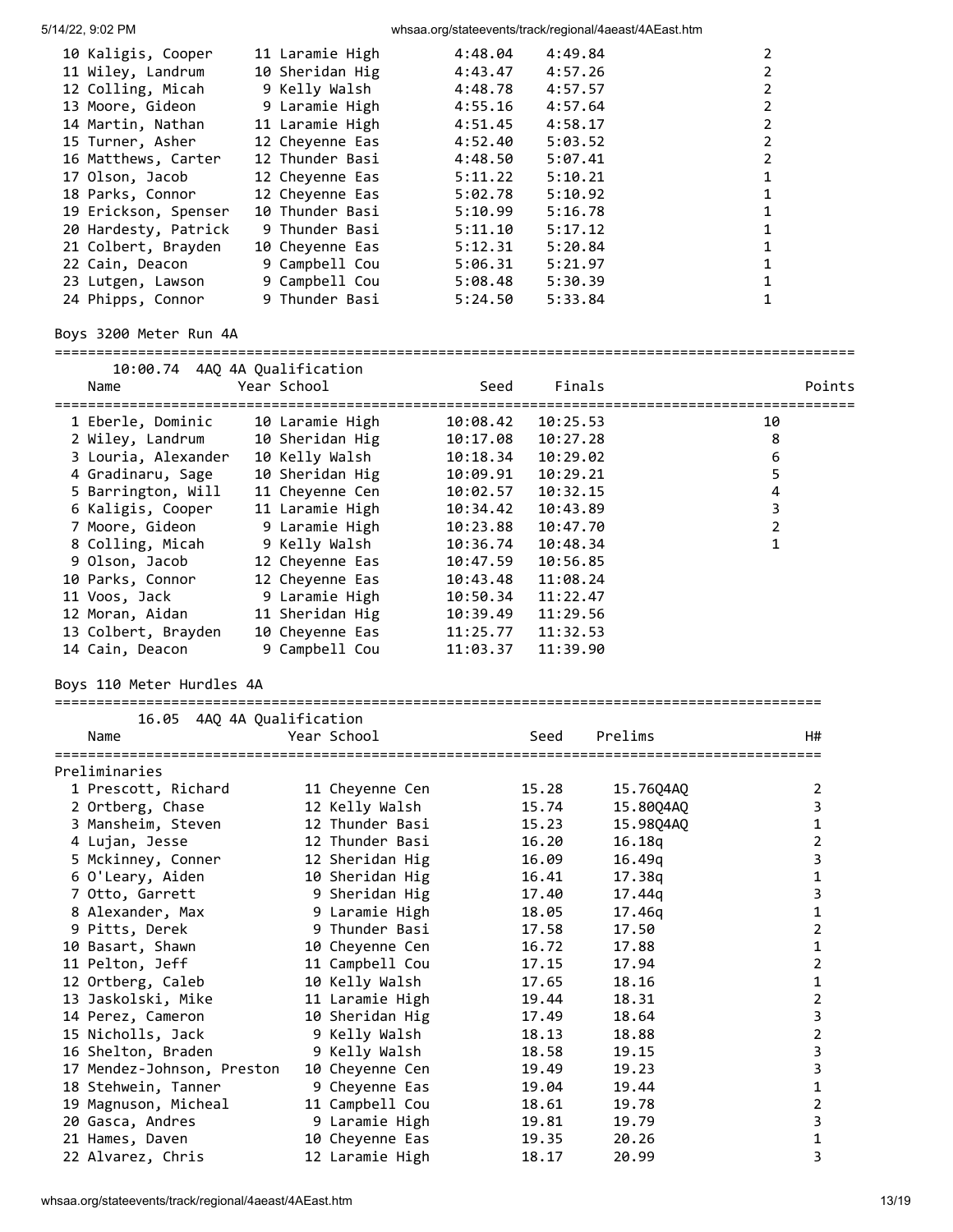| Name | Year | School | Seed | Finals | H# |
|---|---|---|---|---|---|
| 10 Kaligis, Cooper | 11 | Laramie High | 4:48.04 | 4:49.84 | 2 |
| 11 Wiley, Landrum | 10 | Sheridan Hig | 4:43.47 | 4:57.26 | 2 |
| 12 Colling, Micah | 9 | Kelly Walsh | 4:48.78 | 4:57.57 | 2 |
| 13 Moore, Gideon | 9 | Laramie High | 4:55.16 | 4:57.64 | 2 |
| 14 Martin, Nathan | 11 | Laramie High | 4:51.45 | 4:58.17 | 2 |
| 15 Turner, Asher | 12 | Cheyenne Eas | 4:52.40 | 5:03.52 | 2 |
| 16 Matthews, Carter | 12 | Thunder Basi | 4:48.50 | 5:07.41 | 2 |
| 17 Olson, Jacob | 12 | Cheyenne Eas | 5:11.22 | 5:10.21 | 1 |
| 18 Parks, Connor | 12 | Cheyenne Eas | 5:02.78 | 5:10.92 | 1 |
| 19 Erickson, Spenser | 10 | Thunder Basi | 5:10.99 | 5:16.78 | 1 |
| 20 Hardesty, Patrick | 9 | Thunder Basi | 5:11.10 | 5:17.12 | 1 |
| 21 Colbert, Brayden | 10 | Cheyenne Eas | 5:12.31 | 5:20.84 | 1 |
| 22 Cain, Deacon | 9 | Campbell Cou | 5:06.31 | 5:21.97 | 1 |
| 23 Lutgen, Lawson | 9 | Campbell Cou | 5:08.48 | 5:30.39 | 1 |
| 24 Phipps, Connor | 9 | Thunder Basi | 5:24.50 | 5:33.84 | 1 |

## Boys 3200 Meter Run 4A

10:00.74 4AQ 4A Qualification

| Name | Year | School | Seed | Finals | Points |
|---|---|---|---|---|---|
| 1 Eberle, Dominic | 10 | Laramie High | 10:08.42 | 10:25.53 | 10 |
| 2 Wiley, Landrum | 10 | Sheridan Hig | 10:17.08 | 10:27.28 | 8 |
| 3 Louria, Alexander | 10 | Kelly Walsh | 10:18.34 | 10:29.02 | 6 |
| 4 Gradinaru, Sage | 10 | Sheridan Hig | 10:09.91 | 10:29.21 | 5 |
| 5 Barrington, Will | 11 | Cheyenne Cen | 10:02.57 | 10:32.15 | 4 |
| 6 Kaligis, Cooper | 11 | Laramie High | 10:34.42 | 10:43.89 | 3 |
| 7 Moore, Gideon | 9 | Laramie High | 10:23.88 | 10:47.70 | 2 |
| 8 Colling, Micah | 9 | Kelly Walsh | 10:36.74 | 10:48.34 | 1 |
| 9 Olson, Jacob | 12 | Cheyenne Eas | 10:47.59 | 10:56.85 | |
| 10 Parks, Connor | 12 | Cheyenne Eas | 10:43.48 | 11:08.24 | |
| 11 Voos, Jack | 9 | Laramie High | 10:50.34 | 11:22.47 | |
| 12 Moran, Aidan | 11 | Sheridan Hig | 10:39.49 | 11:29.56 | |
| 13 Colbert, Brayden | 10 | Cheyenne Eas | 11:25.77 | 11:32.53 | |
| 14 Cain, Deacon | 9 | Campbell Cou | 11:03.37 | 11:39.90 | |

## Boys 110 Meter Hurdles 4A

16.05 4AQ 4A Qualification

Preliminaries

| Name | Year | School | Seed | Prelims | H# |
|---|---|---|---|---|---|
| 1 Prescott, Richard | 11 | Cheyenne Cen | 15.28 | 15.76Q4AQ | 2 |
| 2 Ortberg, Chase | 12 | Kelly Walsh | 15.74 | 15.80Q4AQ | 3 |
| 3 Mansheim, Steven | 12 | Thunder Basi | 15.23 | 15.98Q4AQ | 1 |
| 4 Lujan, Jesse | 12 | Thunder Basi | 16.20 | 16.18q | 2 |
| 5 Mckinney, Conner | 12 | Sheridan Hig | 16.09 | 16.49q | 3 |
| 6 O'Leary, Aiden | 10 | Sheridan Hig | 16.41 | 17.38q | 1 |
| 7 Otto, Garrett | 9 | Sheridan Hig | 17.40 | 17.44q | 3 |
| 8 Alexander, Max | 9 | Laramie High | 18.05 | 17.46q | 1 |
| 9 Pitts, Derek | 9 | Thunder Basi | 17.58 | 17.50 | 2 |
| 10 Basart, Shawn | 10 | Cheyenne Cen | 16.72 | 17.88 | 1 |
| 11 Pelton, Jeff | 11 | Campbell Cou | 17.15 | 17.94 | 2 |
| 12 Ortberg, Caleb | 10 | Kelly Walsh | 17.65 | 18.16 | 1 |
| 13 Jaskolski, Mike | 11 | Laramie High | 19.44 | 18.31 | 2 |
| 14 Perez, Cameron | 10 | Sheridan Hig | 17.49 | 18.64 | 3 |
| 15 Nicholls, Jack | 9 | Kelly Walsh | 18.13 | 18.88 | 2 |
| 16 Shelton, Braden | 9 | Kelly Walsh | 18.58 | 19.15 | 3 |
| 17 Mendez-Johnson, Preston | 10 | Cheyenne Cen | 19.49 | 19.23 | 3 |
| 18 Stehwein, Tanner | 9 | Cheyenne Eas | 19.04 | 19.44 | 1 |
| 19 Magnuson, Micheal | 11 | Campbell Cou | 18.61 | 19.78 | 2 |
| 20 Gasca, Andres | 9 | Laramie High | 19.81 | 19.79 | 3 |
| 21 Hames, Daven | 10 | Cheyenne Eas | 19.35 | 20.26 | 1 |
| 22 Alvarez, Chris | 12 | Laramie High | 18.17 | 20.99 | 3 |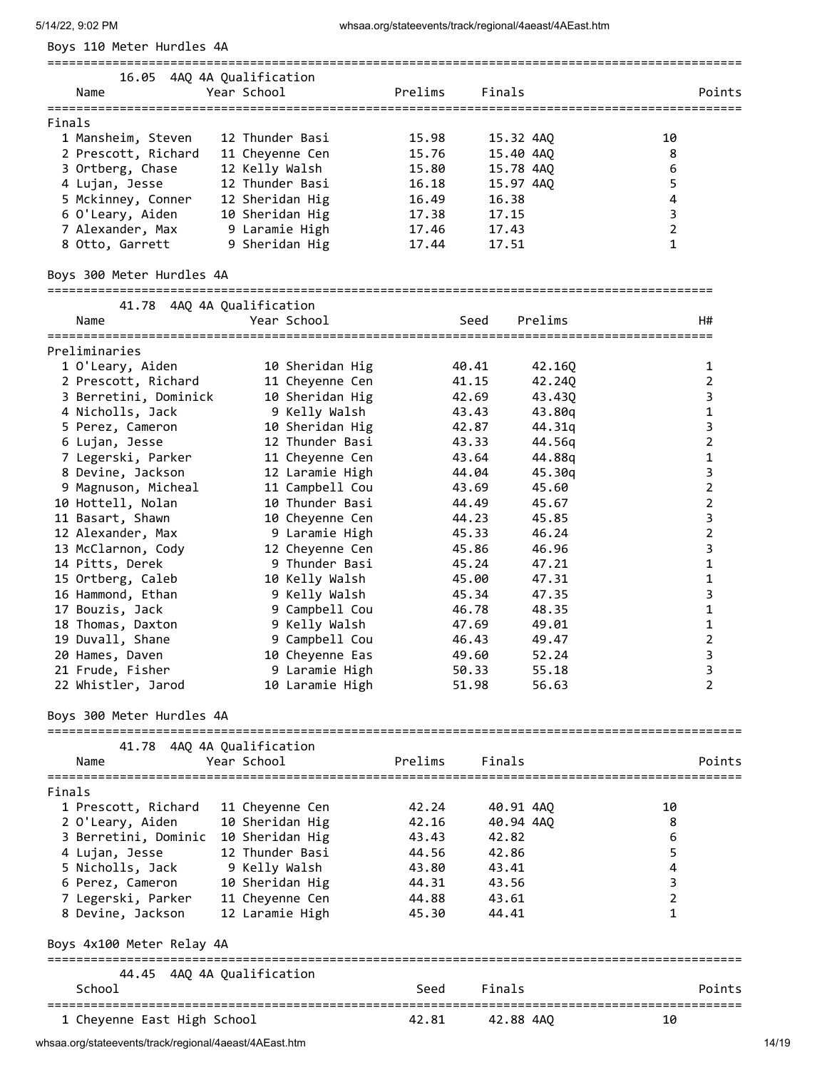## Boys 110 Meter Hurdles 4A

16.05 4AQ 4A Qualification

**Finals**

| Place | Name | Year | School | Prelims | Finals | | Points |
|---|---|---|---|---|---|---|---|
| 1 | Mansheim, Steven | 12 | Thunder Basi | 15.98 | 15.32 | 4AQ | 10 |
| 2 | Prescott, Richard | 11 | Cheyenne Cen | 15.76 | 15.40 | 4AQ | 8 |
| 3 | Ortberg, Chase | 12 | Kelly Walsh | 15.80 | 15.78 | 4AQ | 6 |
| 4 | Lujan, Jesse | 12 | Thunder Basi | 16.18 | 15.97 | 4AQ | 5 |
| 5 | Mckinney, Conner | 12 | Sheridan Hig | 16.49 | 16.38 | | 4 |
| 6 | O'Leary, Aiden | 10 | Sheridan Hig | 17.38 | 17.15 | | 3 |
| 7 | Alexander, Max | 9 | Laramie High | 17.46 | 17.43 | | 2 |
| 8 | Otto, Garrett | 9 | Sheridan Hig | 17.44 | 17.51 | | 1 |

## Boys 300 Meter Hurdles 4A

41.78 4AQ 4A Qualification

**Preliminaries**

| Place | Name | Year | School | Seed | Prelims | H# |
|---|---|---|---|---|---|---|
| 1 | O'Leary, Aiden | 10 | Sheridan Hig | 40.41 | 42.16Q | 1 |
| 2 | Prescott, Richard | 11 | Cheyenne Cen | 41.15 | 42.24Q | 2 |
| 3 | Berretini, Dominick | 10 | Sheridan Hig | 42.69 | 43.43Q | 3 |
| 4 | Nicholls, Jack | 9 | Kelly Walsh | 43.43 | 43.80q | 1 |
| 5 | Perez, Cameron | 10 | Sheridan Hig | 42.87 | 44.31q | 3 |
| 6 | Lujan, Jesse | 12 | Thunder Basi | 43.33 | 44.56q | 2 |
| 7 | Legerski, Parker | 11 | Cheyenne Cen | 43.64 | 44.88q | 1 |
| 8 | Devine, Jackson | 12 | Laramie High | 44.04 | 45.30q | 3 |
| 9 | Magnuson, Micheal | 11 | Campbell Cou | 43.69 | 45.60 | 2 |
| 10 | Hottell, Nolan | 10 | Thunder Basi | 44.49 | 45.67 | 2 |
| 11 | Basart, Shawn | 10 | Cheyenne Cen | 44.23 | 45.85 | 3 |
| 12 | Alexander, Max | 9 | Laramie High | 45.33 | 46.24 | 2 |
| 13 | McClarnon, Cody | 12 | Cheyenne Cen | 45.86 | 46.96 | 3 |
| 14 | Pitts, Derek | 9 | Thunder Basi | 45.24 | 47.21 | 1 |
| 15 | Ortberg, Caleb | 10 | Kelly Walsh | 45.00 | 47.31 | 1 |
| 16 | Hammond, Ethan | 9 | Kelly Walsh | 45.34 | 47.35 | 3 |
| 17 | Bouzis, Jack | 9 | Campbell Cou | 46.78 | 48.35 | 1 |
| 18 | Thomas, Daxton | 9 | Kelly Walsh | 47.69 | 49.01 | 1 |
| 19 | Duvall, Shane | 9 | Campbell Cou | 46.43 | 49.47 | 2 |
| 20 | Hames, Daven | 10 | Cheyenne Eas | 49.60 | 52.24 | 3 |
| 21 | Frude, Fisher | 9 | Laramie High | 50.33 | 55.18 | 3 |
| 22 | Whistler, Jarod | 10 | Laramie High | 51.98 | 56.63 | 2 |

## Boys 300 Meter Hurdles 4A

41.78 4AQ 4A Qualification

**Finals**

| Place | Name | Year | School | Prelims | Finals | | Points |
|---|---|---|---|---|---|---|---|
| 1 | Prescott, Richard | 11 | Cheyenne Cen | 42.24 | 40.91 | 4AQ | 10 |
| 2 | O'Leary, Aiden | 10 | Sheridan Hig | 42.16 | 40.94 | 4AQ | 8 |
| 3 | Berretini, Dominic | 10 | Sheridan Hig | 43.43 | 42.82 | | 6 |
| 4 | Lujan, Jesse | 12 | Thunder Basi | 44.56 | 42.86 | | 5 |
| 5 | Nicholls, Jack | 9 | Kelly Walsh | 43.80 | 43.41 | | 4 |
| 6 | Perez, Cameron | 10 | Sheridan Hig | 44.31 | 43.56 | | 3 |
| 7 | Legerski, Parker | 11 | Cheyenne Cen | 44.88 | 43.61 | | 2 |
| 8 | Devine, Jackson | 12 | Laramie High | 45.30 | 44.41 | | 1 |

## Boys 4x100 Meter Relay 4A

44.45 4AQ 4A Qualification

| Place | School | Seed | Finals | | Points |
|---|---|---|---|---|---|
| 1 | Cheyenne East High School | 42.81 | 42.88 | 4AQ | 10 |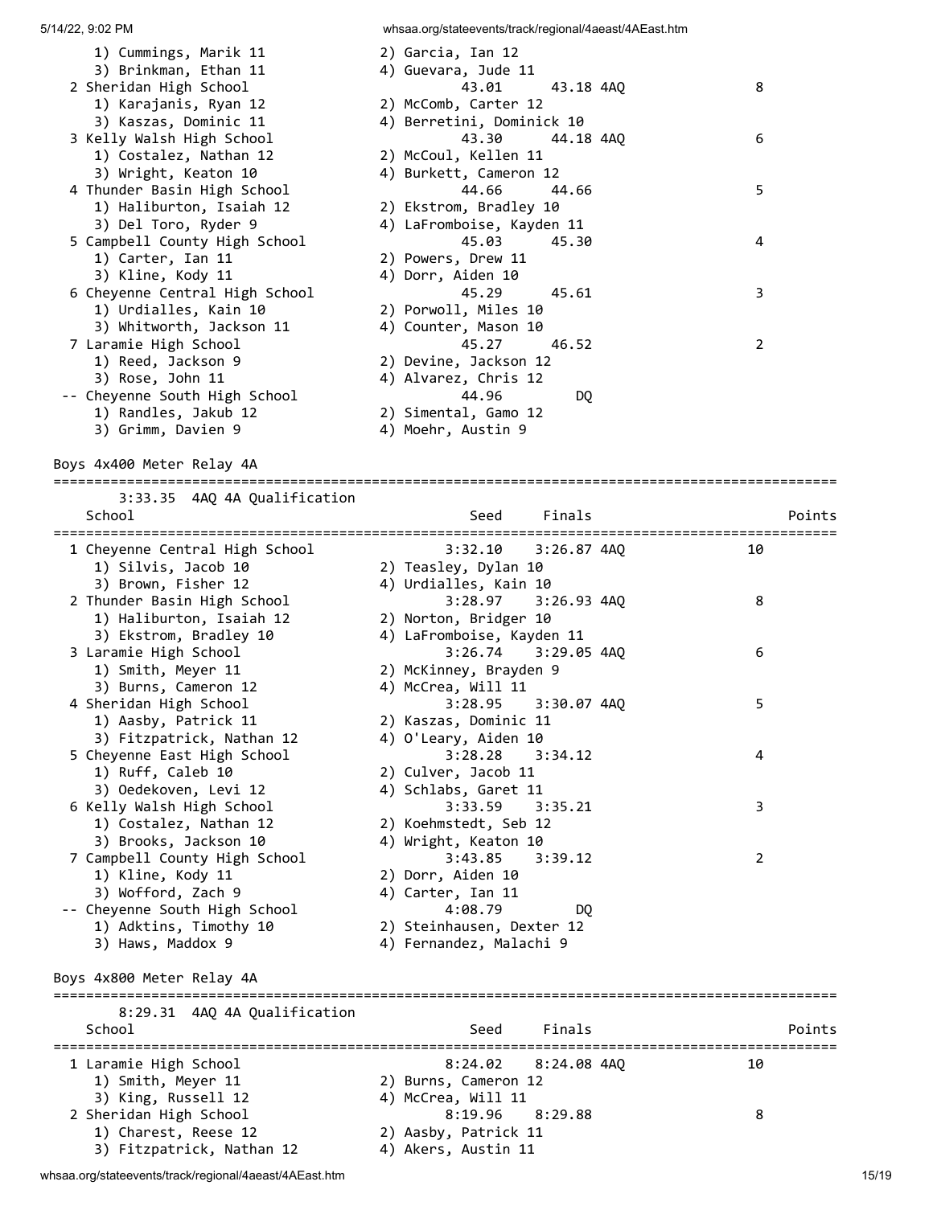```
    1) Cummings, Marik 11          2) Garcia, Ian 12
    3) Brinkman, Ethan 11          4) Guevara, Jude 11
  2 Sheridan High School                  43.01      43.18 4AQ             8
    1) Karajanis, Ryan 12          2) McComb, Carter 12
    3) Kaszas, Dominic 11          4) Berretini, Dominick 10
  3 Kelly Walsh High School               43.30      44.18 4AQ             6
    1) Costalez, Nathan 12         2) McCoul, Kellen 11
    3) Wright, Keaton 10           4) Burkett, Cameron 12
  4 Thunder Basin High School             44.66      44.66                 5
    1) Haliburton, Isaiah 12       2) Ekstrom, Bradley 10
    3) Del Toro, Ryder 9           4) LaFromboise, Kayden 11
  5 Campbell County High School           45.03      45.30                 4
    1) Carter, Ian 11              2) Powers, Drew 11
    3) Kline, Kody 11              4) Dorr, Aiden 10
  6 Cheyenne Central High School          45.29      45.61                 3
    1) Urdialles, Kain 10          2) Porwoll, Miles 10
    3) Whitworth, Jackson 11       4) Counter, Mason 10
  7 Laramie High School                   45.27      46.52                 2
    1) Reed, Jackson 9             2) Devine, Jackson 12
    3) Rose, John 11               4) Alvarez, Chris 12
 -- Cheyenne South High School            44.96         DQ
    1) Randles, Jakub 12           2) Simental, Gamo 12
    3) Grimm, Davien 9             4) Moehr, Austin 9
```

Boys 4x400 Meter Relay 4A

```
================================================================================================
      3:33.35  4AQ 4A Qualification
    School                                 Seed     Finals                           Points
================================================================================================
  1 Cheyenne Central High School        3:32.10    3:26.87 4AQ            10
    1) Silvis, Jacob 10            2) Teasley, Dylan 10
    3) Brown, Fisher 12            4) Urdialles, Kain 10
  2 Thunder Basin High School           3:28.97    3:26.93 4AQ             8
    1) Haliburton, Isaiah 12       2) Norton, Bridger 10
    3) Ekstrom, Bradley 10         4) LaFromboise, Kayden 11
  3 Laramie High School                 3:26.74    3:29.05 4AQ             6
    1) Smith, Meyer 11             2) McKinney, Brayden 9
    3) Burns, Cameron 12           4) McCrea, Will 11
  4 Sheridan High School                3:28.95    3:30.07 4AQ             5
    1) Aasby, Patrick 11           2) Kaszas, Dominic 11
    3) Fitzpatrick, Nathan 12      4) O'Leary, Aiden 10
  5 Cheyenne East High School           3:28.28    3:34.12                 4
    1) Ruff, Caleb 10              2) Culver, Jacob 11
    3) Oedekoven, Levi 12          4) Schlabs, Garet 11
  6 Kelly Walsh High School             3:33.59    3:35.21                 3
    1) Costalez, Nathan 12         2) Koehmstedt, Seb 12
    3) Brooks, Jackson 10          4) Wright, Keaton 10
  7 Campbell County High School         3:43.85    3:39.12                 2
    1) Kline, Kody 11              2) Dorr, Aiden 10
    3) Wofford, Zach 9             4) Carter, Ian 11
 -- Cheyenne South High School          4:08.79         DQ
    1) Adktins, Timothy 10         2) Steinhausen, Dexter 12
    3) Haws, Maddox 9              4) Fernandez, Malachi 9
```

Boys 4x800 Meter Relay 4A

```
================================================================================================
      8:29.31  4AQ 4A Qualification
    School                                 Seed     Finals                           Points
================================================================================================
  1 Laramie High School                 8:24.02    8:24.08 4AQ            10
    1) Smith, Meyer 11             2) Burns, Cameron 12
    3) King, Russell 12            4) McCrea, Will 11
  2 Sheridan High School                8:19.96    8:29.88                 8
    1) Charest, Reese 12           2) Aasby, Patrick 11
    3) Fitzpatrick, Nathan 12      4) Akers, Austin 11
```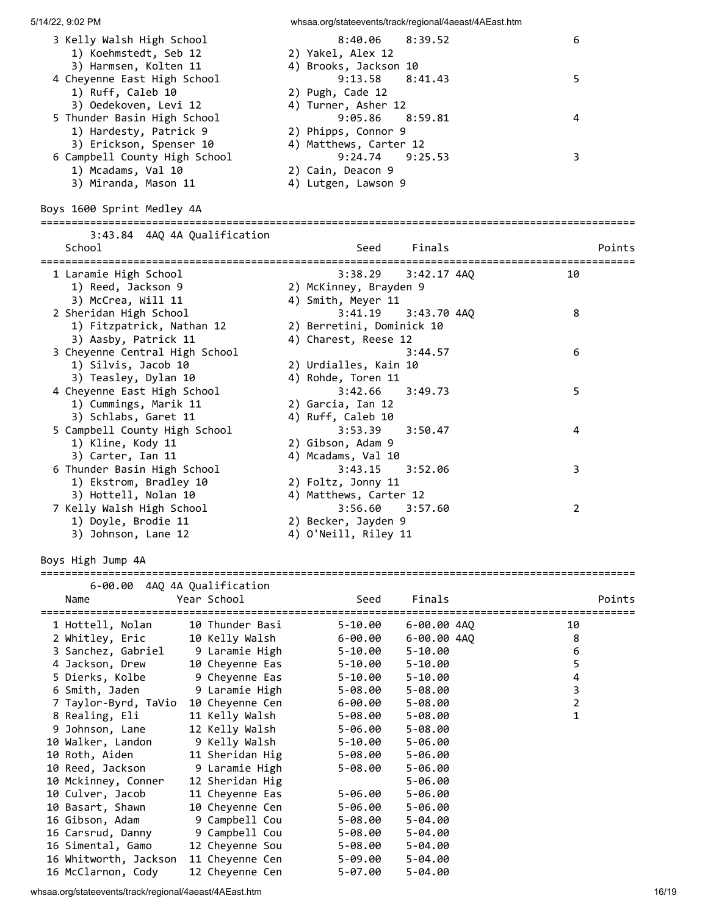| Place | School | Seed | Finals | Points |
|---|---|---|---|---|
| 3 | Kelly Walsh High School | 8:40.06 | 8:39.52 | 6 |
| | 1) Koehmstedt, Seb 12; 2) Yakel, Alex 12; 3) Harmsen, Kolten 11; 4) Brooks, Jackson 10 | | | |
| 4 | Cheyenne East High School | 9:13.58 | 8:41.43 | 5 |
| | 1) Ruff, Caleb 10; 2) Pugh, Cade 12; 3) Oedekoven, Levi 12; 4) Turner, Asher 12 | | | |
| 5 | Thunder Basin High School | 9:05.86 | 8:59.81 | 4 |
| | 1) Hardesty, Patrick 9; 2) Phipps, Connor 9; 3) Erickson, Spenser 10; 4) Matthews, Carter 12 | | | |
| 6 | Campbell County High School | 9:24.74 | 9:25.53 | 3 |
| | 1) Mcadams, Val 10; 2) Cain, Deacon 9; 3) Miranda, Mason 11; 4) Lutgen, Lawson 9 | | | |

## Boys 1600 Sprint Medley 4A

3:43.84 4AQ 4A Qualification

| Place | School | Seed | Finals | Points |
|---|---|---|---|---|
| 1 | Laramie High School | 3:38.29 | 3:42.17 4AQ | 10 |
| | 1) Reed, Jackson 9; 2) McKinney, Brayden 9; 3) McCrea, Will 11; 4) Smith, Meyer 11 | | | |
| 2 | Sheridan High School | 3:41.19 | 3:43.70 4AQ | 8 |
| | 1) Fitzpatrick, Nathan 12; 2) Berretini, Dominick 10; 3) Aasby, Patrick 11; 4) Charest, Reese 12 | | | |
| 3 | Cheyenne Central High School | | 3:44.57 | 6 |
| | 1) Silvis, Jacob 10; 2) Urdialles, Kain 10; 3) Teasley, Dylan 10; 4) Rohde, Toren 11 | | | |
| 4 | Cheyenne East High School | 3:42.66 | 3:49.73 | 5 |
| | 1) Cummings, Marik 11; 2) Garcia, Ian 12; 3) Schlabs, Garet 11; 4) Ruff, Caleb 10 | | | |
| 5 | Campbell County High School | 3:53.39 | 3:50.47 | 4 |
| | 1) Kline, Kody 11; 2) Gibson, Adam 9; 3) Carter, Ian 11; 4) Mcadams, Val 10 | | | |
| 6 | Thunder Basin High School | 3:43.15 | 3:52.06 | 3 |
| | 1) Ekstrom, Bradley 10; 2) Foltz, Jonny 11; 3) Hottell, Nolan 10; 4) Matthews, Carter 12 | | | |
| 7 | Kelly Walsh High School | 3:56.60 | 3:57.60 | 2 |
| | 1) Doyle, Brodie 11; 2) Becker, Jayden 9; 3) Johnson, Lane 12; 4) O'Neill, Riley 11 | | | |

## Boys High Jump 4A

6-00.00 4AQ 4A Qualification

| Place | Name | Year | School | Seed | Finals | Points |
|---|---|---|---|---|---|---|
| 1 | Hottell, Nolan | 10 | Thunder Basi | 5-10.00 | 6-00.00 4AQ | 10 |
| 2 | Whitley, Eric | 10 | Kelly Walsh | 6-00.00 | 6-00.00 4AQ | 8 |
| 3 | Sanchez, Gabriel | 9 | Laramie High | 5-10.00 | 5-10.00 | 6 |
| 4 | Jackson, Drew | 10 | Cheyenne Eas | 5-10.00 | 5-10.00 | 5 |
| 5 | Dierks, Kolbe | 9 | Cheyenne Eas | 5-10.00 | 5-10.00 | 4 |
| 6 | Smith, Jaden | 9 | Laramie High | 5-08.00 | 5-08.00 | 3 |
| 7 | Taylor-Byrd, TaVio | 10 | Cheyenne Cen | 6-00.00 | 5-08.00 | 2 |
| 8 | Realing, Eli | 11 | Kelly Walsh | 5-08.00 | 5-08.00 | 1 |
| 9 | Johnson, Lane | 12 | Kelly Walsh | 5-06.00 | 5-08.00 | |
| 10 | Walker, Landon | 9 | Kelly Walsh | 5-10.00 | 5-06.00 | |
| 10 | Roth, Aiden | 11 | Sheridan Hig | 5-08.00 | 5-06.00 | |
| 10 | Reed, Jackson | 9 | Laramie High | 5-08.00 | 5-06.00 | |
| 10 | Mckinney, Conner | 12 | Sheridan Hig | | 5-06.00 | |
| 10 | Culver, Jacob | 11 | Cheyenne Eas | 5-06.00 | 5-06.00 | |
| 10 | Basart, Shawn | 10 | Cheyenne Cen | 5-06.00 | 5-06.00 | |
| 16 | Gibson, Adam | 9 | Campbell Cou | 5-08.00 | 5-04.00 | |
| 16 | Carsrud, Danny | 9 | Campbell Cou | 5-08.00 | 5-04.00 | |
| 16 | Simental, Gamo | 12 | Cheyenne Sou | 5-08.00 | 5-04.00 | |
| 16 | Whitworth, Jackson | 11 | Cheyenne Cen | 5-09.00 | 5-04.00 | |
| 16 | McClarnon, Cody | 12 | Cheyenne Cen | 5-07.00 | 5-04.00 | |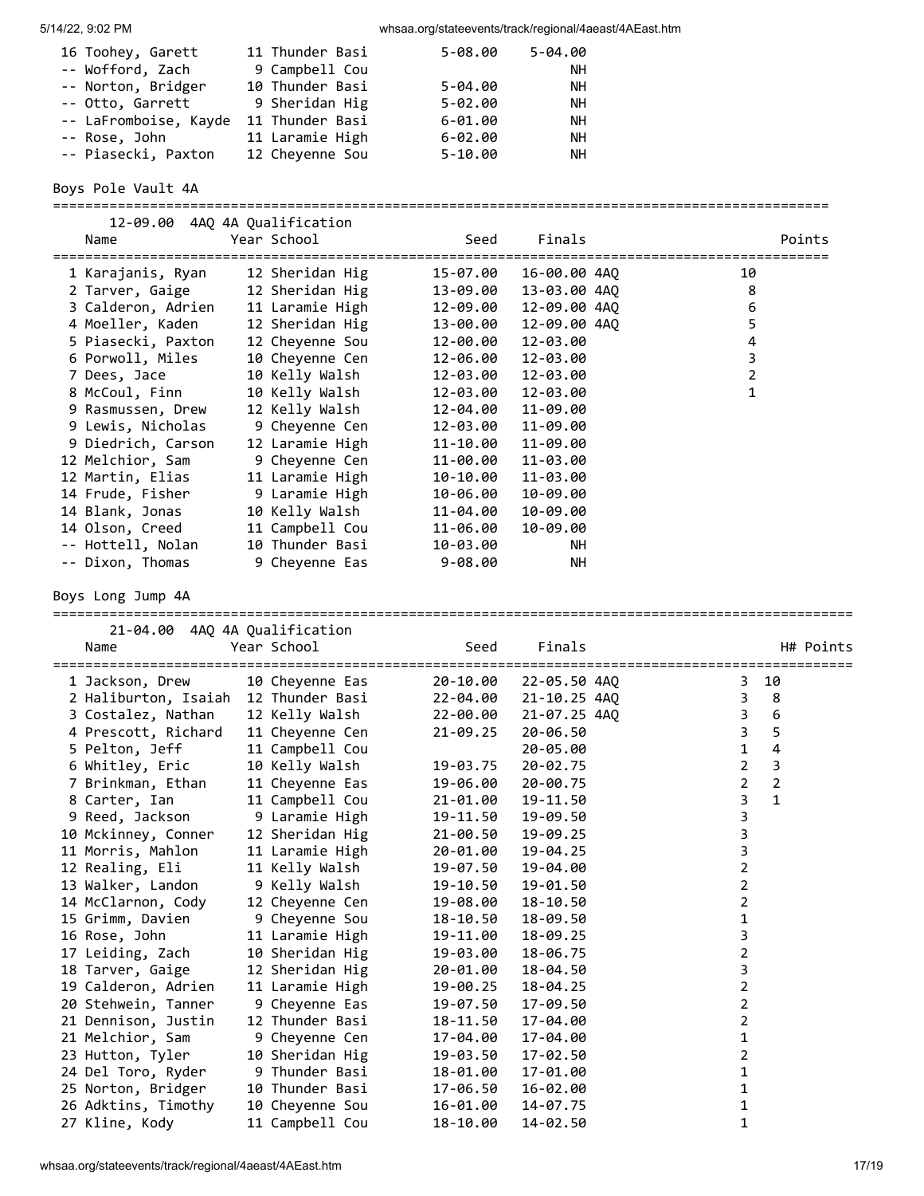| Place | Name | Year | School | Seed | Finals |
|---|---|---|---|---|---|
| 16 | Toohey, Garett | 11 | Thunder Basi | 5-08.00 | 5-04.00 |
| -- | Wofford, Zach | 9 | Campbell Cou | | NH |
| -- | Norton, Bridger | 10 | Thunder Basi | 5-04.00 | NH |
| -- | Otto, Garrett | 9 | Sheridan Hig | 5-02.00 | NH |
| -- | LaFromboise, Kayde | 11 | Thunder Basi | 6-01.00 | NH |
| -- | Rose, John | 11 | Laramie High | 6-02.00 | NH |
| -- | Piasecki, Paxton | 12 | Cheyenne Sou | 5-10.00 | NH |

## Boys Pole Vault 4A

12-09.00 4AQ 4A Qualification

| Place | Name | Year | School | Seed | Finals | Points |
|---|---|---|---|---|---|---|
| 1 | Karajanis, Ryan | 12 | Sheridan Hig | 15-07.00 | 16-00.00 4AQ | 10 |
| 2 | Tarver, Gaige | 12 | Sheridan Hig | 13-09.00 | 13-03.00 4AQ | 8 |
| 3 | Calderon, Adrien | 11 | Laramie High | 12-09.00 | 12-09.00 4AQ | 6 |
| 4 | Moeller, Kaden | 12 | Sheridan Hig | 13-00.00 | 12-09.00 4AQ | 5 |
| 5 | Piasecki, Paxton | 12 | Cheyenne Sou | 12-00.00 | 12-03.00 | 4 |
| 6 | Porwoll, Miles | 10 | Cheyenne Cen | 12-06.00 | 12-03.00 | 3 |
| 7 | Dees, Jace | 10 | Kelly Walsh | 12-03.00 | 12-03.00 | 2 |
| 8 | McCoul, Finn | 10 | Kelly Walsh | 12-03.00 | 12-03.00 | 1 |
| 9 | Rasmussen, Drew | 12 | Kelly Walsh | 12-04.00 | 11-09.00 | |
| 9 | Lewis, Nicholas | 9 | Cheyenne Cen | 12-03.00 | 11-09.00 | |
| 9 | Diedrich, Carson | 12 | Laramie High | 11-10.00 | 11-09.00 | |
| 12 | Melchior, Sam | 9 | Cheyenne Cen | 11-00.00 | 11-03.00 | |
| 12 | Martin, Elias | 11 | Laramie High | 10-10.00 | 11-03.00 | |
| 14 | Frude, Fisher | 9 | Laramie High | 10-06.00 | 10-09.00 | |
| 14 | Blank, Jonas | 10 | Kelly Walsh | 11-04.00 | 10-09.00 | |
| 14 | Olson, Creed | 11 | Campbell Cou | 11-06.00 | 10-09.00 | |
| -- | Hottell, Nolan | 10 | Thunder Basi | 10-03.00 | NH | |
| -- | Dixon, Thomas | 9 | Cheyenne Eas | 9-08.00 | NH | |

## Boys Long Jump 4A

21-04.00 4AQ 4A Qualification

| Place | Name | Year | School | Seed | Finals | H# | Points |
|---|---|---|---|---|---|---|---|
| 1 | Jackson, Drew | 10 | Cheyenne Eas | 20-10.00 | 22-05.50 4AQ | 3 | 10 |
| 2 | Haliburton, Isaiah | 12 | Thunder Basi | 22-04.00 | 21-10.25 4AQ | 3 | 8 |
| 3 | Costalez, Nathan | 12 | Kelly Walsh | 22-00.00 | 21-07.25 4AQ | 3 | 6 |
| 4 | Prescott, Richard | 11 | Cheyenne Cen | 21-09.25 | 20-06.50 | 3 | 5 |
| 5 | Pelton, Jeff | 11 | Campbell Cou | | 20-05.00 | 1 | 4 |
| 6 | Whitley, Eric | 10 | Kelly Walsh | 19-03.75 | 20-02.75 | 2 | 3 |
| 7 | Brinkman, Ethan | 11 | Cheyenne Eas | 19-06.00 | 20-00.75 | 2 | 2 |
| 8 | Carter, Ian | 11 | Campbell Cou | 21-01.00 | 19-11.50 | 3 | 1 |
| 9 | Reed, Jackson | 9 | Laramie High | 19-11.50 | 19-09.50 | 3 | |
| 10 | Mckinney, Conner | 12 | Sheridan Hig | 21-00.50 | 19-09.25 | 3 | |
| 11 | Morris, Mahlon | 11 | Laramie High | 20-01.00 | 19-04.25 | 3 | |
| 12 | Realing, Eli | 11 | Kelly Walsh | 19-07.50 | 19-04.00 | 2 | |
| 13 | Walker, Landon | 9 | Kelly Walsh | 19-10.50 | 19-01.50 | 2 | |
| 14 | McClarnon, Cody | 12 | Cheyenne Cen | 19-08.00 | 18-10.50 | 2 | |
| 15 | Grimm, Davien | 9 | Cheyenne Sou | 18-10.50 | 18-09.50 | 1 | |
| 16 | Rose, John | 11 | Laramie High | 19-11.00 | 18-09.25 | 3 | |
| 17 | Leiding, Zach | 10 | Sheridan Hig | 19-03.00 | 18-06.75 | 2 | |
| 18 | Tarver, Gaige | 12 | Sheridan Hig | 20-01.00 | 18-04.50 | 3 | |
| 19 | Calderon, Adrien | 11 | Laramie High | 19-00.25 | 18-04.25 | 2 | |
| 20 | Stehwein, Tanner | 9 | Cheyenne Eas | 19-07.50 | 17-09.50 | 2 | |
| 21 | Dennison, Justin | 12 | Thunder Basi | 18-11.50 | 17-04.00 | 2 | |
| 21 | Melchior, Sam | 9 | Cheyenne Cen | 17-04.00 | 17-04.00 | 1 | |
| 23 | Hutton, Tyler | 10 | Sheridan Hig | 19-03.50 | 17-02.50 | 2 | |
| 24 | Del Toro, Ryder | 9 | Thunder Basi | 18-01.00 | 17-01.00 | 1 | |
| 25 | Norton, Bridger | 10 | Thunder Basi | 17-06.50 | 16-02.00 | 1 | |
| 26 | Adktins, Timothy | 10 | Cheyenne Sou | 16-01.00 | 14-07.75 | 1 | |
| 27 | Kline, Kody | 11 | Campbell Cou | 18-10.00 | 14-02.50 | 1 | |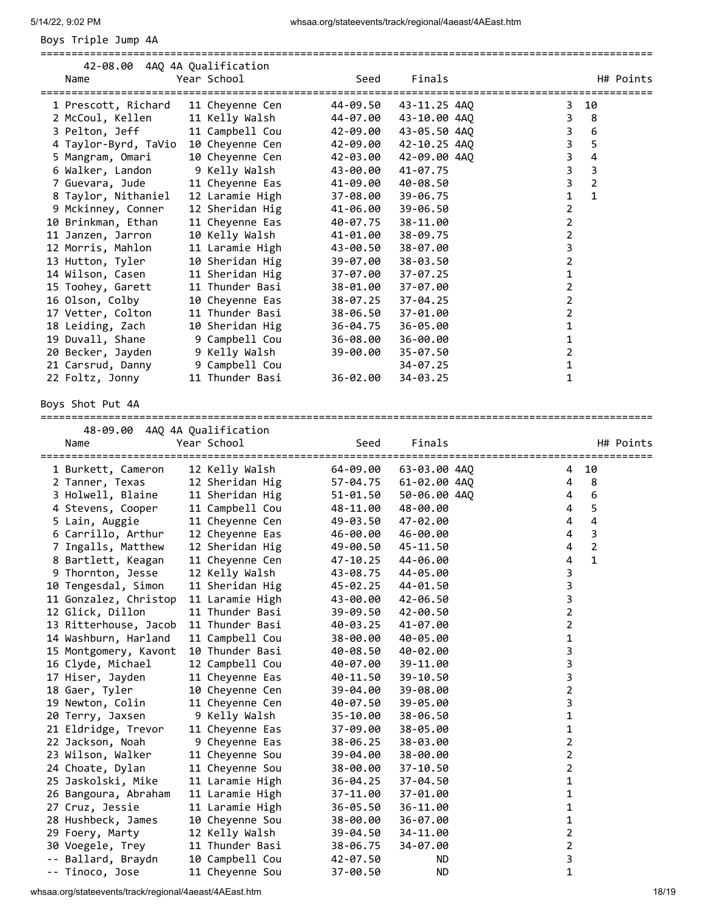## Boys Triple Jump 4A

42-08.00 4AQ 4A Qualification

| Place | Name | Year | School | Seed | Finals | | H# | Points |
|---|---|---|---|---|---|---|---|---|
| 1 | Prescott, Richard | 11 | Cheyenne Cen | 44-09.50 | 43-11.25 | 4AQ | 3 | 10 |
| 2 | McCoul, Kellen | 11 | Kelly Walsh | 44-07.00 | 43-10.00 | 4AQ | 3 | 8 |
| 3 | Pelton, Jeff | 11 | Campbell Cou | 42-09.00 | 43-05.50 | 4AQ | 3 | 6 |
| 4 | Taylor-Byrd, TaVio | 10 | Cheyenne Cen | 42-09.00 | 42-10.25 | 4AQ | 3 | 5 |
| 5 | Mangram, Omari | 10 | Cheyenne Cen | 42-03.00 | 42-09.00 | 4AQ | 3 | 4 |
| 6 | Walker, Landon | 9 | Kelly Walsh | 43-00.00 | 41-07.75 | | 3 | 3 |
| 7 | Guevara, Jude | 11 | Cheyenne Eas | 41-09.00 | 40-08.50 | | 3 | 2 |
| 8 | Taylor, Nithaniel | 12 | Laramie High | 37-08.00 | 39-06.75 | | 1 | 1 |
| 9 | Mckinney, Conner | 12 | Sheridan Hig | 41-06.00 | 39-06.50 | | 2 | |
| 10 | Brinkman, Ethan | 11 | Cheyenne Eas | 40-07.75 | 38-11.00 | | 2 | |
| 11 | Janzen, Jarron | 10 | Kelly Walsh | 41-01.00 | 38-09.75 | | 2 | |
| 12 | Morris, Mahlon | 11 | Laramie High | 43-00.50 | 38-07.00 | | 3 | |
| 13 | Hutton, Tyler | 10 | Sheridan Hig | 39-07.00 | 38-03.50 | | 2 | |
| 14 | Wilson, Casen | 11 | Sheridan Hig | 37-07.00 | 37-07.25 | | 1 | |
| 15 | Toohey, Garett | 11 | Thunder Basi | 38-01.00 | 37-07.00 | | 2 | |
| 16 | Olson, Colby | 10 | Cheyenne Eas | 38-07.25 | 37-04.25 | | 2 | |
| 17 | Vetter, Colton | 11 | Thunder Basi | 38-06.50 | 37-01.00 | | 2 | |
| 18 | Leiding, Zach | 10 | Sheridan Hig | 36-04.75 | 36-05.00 | | 1 | |
| 19 | Duvall, Shane | 9 | Campbell Cou | 36-08.00 | 36-00.00 | | 1 | |
| 20 | Becker, Jayden | 9 | Kelly Walsh | 39-00.00 | 35-07.50 | | 2 | |
| 21 | Carsrud, Danny | 9 | Campbell Cou | | 34-07.25 | | 1 | |
| 22 | Foltz, Jonny | 11 | Thunder Basi | 36-02.00 | 34-03.25 | | 1 | |

## Boys Shot Put 4A

48-09.00 4AQ 4A Qualification

| Place | Name | Year | School | Seed | Finals | | H# | Points |
|---|---|---|---|---|---|---|---|---|
| 1 | Burkett, Cameron | 12 | Kelly Walsh | 64-09.00 | 63-03.00 | 4AQ | 4 | 10 |
| 2 | Tanner, Texas | 12 | Sheridan Hig | 57-04.75 | 61-02.00 | 4AQ | 4 | 8 |
| 3 | Holwell, Blaine | 11 | Sheridan Hig | 51-01.50 | 50-06.00 | 4AQ | 4 | 6 |
| 4 | Stevens, Cooper | 11 | Campbell Cou | 48-11.00 | 48-00.00 | | 4 | 5 |
| 5 | Lain, Auggie | 11 | Cheyenne Cen | 49-03.50 | 47-02.00 | | 4 | 4 |
| 6 | Carrillo, Arthur | 12 | Cheyenne Eas | 46-00.00 | 46-00.00 | | 4 | 3 |
| 7 | Ingalls, Matthew | 12 | Sheridan Hig | 49-00.50 | 45-11.50 | | 4 | 2 |
| 8 | Bartlett, Keagan | 11 | Cheyenne Cen | 47-10.25 | 44-06.00 | | 4 | 1 |
| 9 | Thornton, Jesse | 12 | Kelly Walsh | 43-08.75 | 44-05.00 | | 3 | |
| 10 | Tengesdal, Simon | 11 | Sheridan Hig | 45-02.25 | 44-01.50 | | 3 | |
| 11 | Gonzalez, Christop | 11 | Laramie High | 43-00.00 | 42-06.50 | | 3 | |
| 12 | Glick, Dillon | 11 | Thunder Basi | 39-09.50 | 42-00.50 | | 2 | |
| 13 | Ritterhouse, Jacob | 11 | Thunder Basi | 40-03.25 | 41-07.00 | | 2 | |
| 14 | Washburn, Harland | 11 | Campbell Cou | 38-00.00 | 40-05.00 | | 1 | |
| 15 | Montgomery, Kavont | 10 | Thunder Basi | 40-08.50 | 40-02.00 | | 3 | |
| 16 | Clyde, Michael | 12 | Campbell Cou | 40-07.00 | 39-11.00 | | 3 | |
| 17 | Hiser, Jayden | 11 | Cheyenne Eas | 40-11.50 | 39-10.50 | | 3 | |
| 18 | Gaer, Tyler | 10 | Cheyenne Cen | 39-04.00 | 39-08.00 | | 2 | |
| 19 | Newton, Colin | 11 | Cheyenne Cen | 40-07.50 | 39-05.00 | | 3 | |
| 20 | Terry, Jaxsen | 9 | Kelly Walsh | 35-10.00 | 38-06.50 | | 1 | |
| 21 | Eldridge, Trevor | 11 | Cheyenne Eas | 37-09.00 | 38-05.00 | | 1 | |
| 22 | Jackson, Noah | 9 | Cheyenne Eas | 38-06.25 | 38-03.00 | | 2 | |
| 23 | Wilson, Walker | 11 | Cheyenne Sou | 39-04.00 | 38-00.00 | | 2 | |
| 24 | Choate, Dylan | 11 | Cheyenne Sou | 38-00.00 | 37-10.50 | | 2 | |
| 25 | Jaskolski, Mike | 11 | Laramie High | 36-04.25 | 37-04.50 | | 1 | |
| 26 | Bangoura, Abraham | 11 | Laramie High | 37-11.00 | 37-01.00 | | 1 | |
| 27 | Cruz, Jessie | 11 | Laramie High | 36-05.50 | 36-11.00 | | 1 | |
| 28 | Hushbeck, James | 10 | Cheyenne Sou | 38-00.00 | 36-07.00 | | 1 | |
| 29 | Foery, Marty | 12 | Kelly Walsh | 39-04.50 | 34-11.00 | | 2 | |
| 30 | Voegele, Trey | 11 | Thunder Basi | 38-06.75 | 34-07.00 | | 2 | |
| -- | Ballard, Braydn | 10 | Campbell Cou | 42-07.50 | ND | | 3 | |
| -- | Tinoco, Jose | 11 | Cheyenne Sou | 37-00.50 | ND | | 1 | |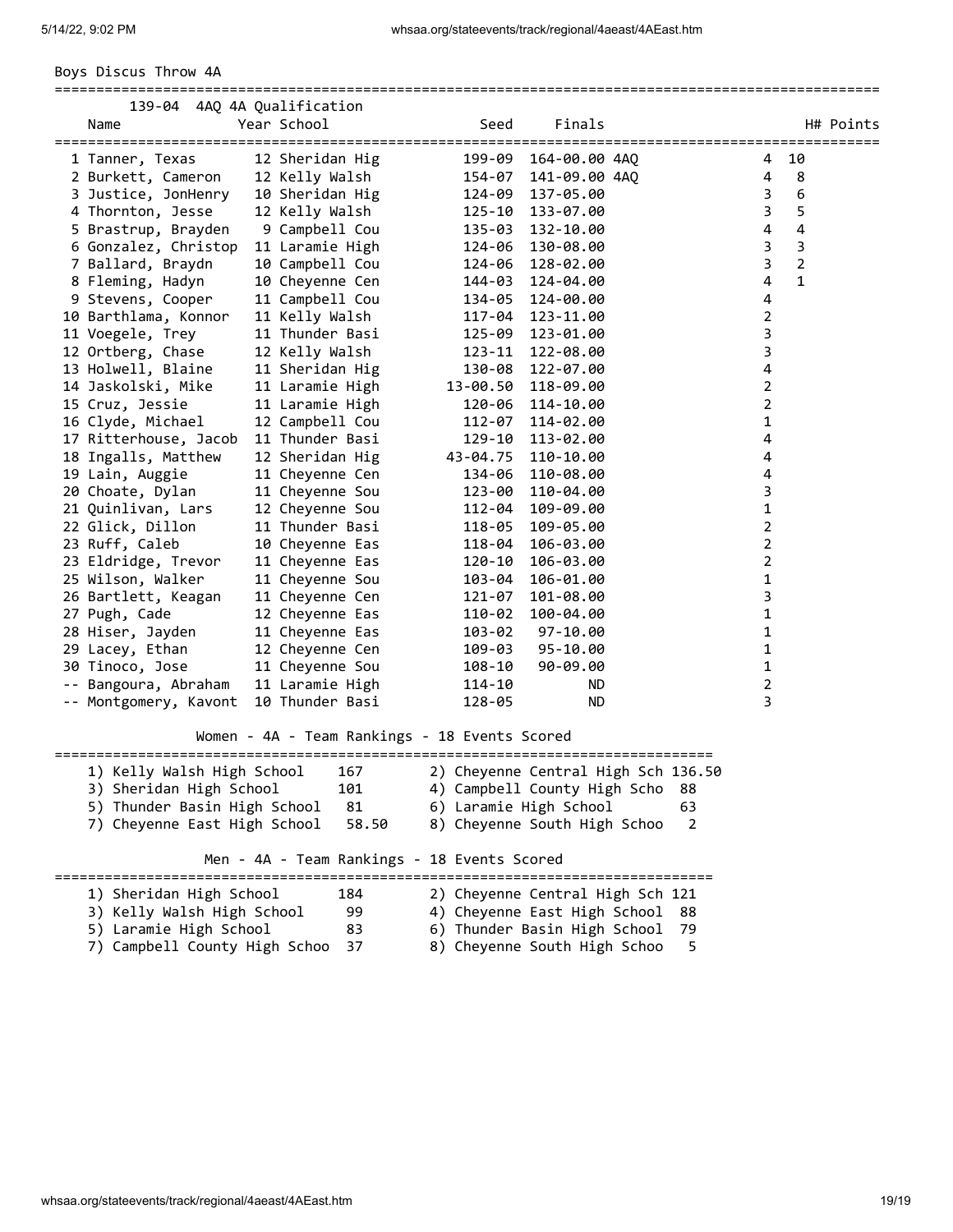Boys Discus Throw 4A

139-04 4AQ 4A Qualification

| Place | Name | Year | School | Seed | Finals | | H# | Points |
|---|---|---|---|---|---|---|---|---|
| 1 | Tanner, Texas | 12 | Sheridan Hig | 199-09 | 164-00.00 | 4AQ | 4 | 10 |
| 2 | Burkett, Cameron | 12 | Kelly Walsh | 154-07 | 141-09.00 | 4AQ | 4 | 8 |
| 3 | Justice, JonHenry | 10 | Sheridan Hig | 124-09 | 137-05.00 | | 3 | 6 |
| 4 | Thornton, Jesse | 12 | Kelly Walsh | 125-10 | 133-07.00 | | 3 | 5 |
| 5 | Brastrup, Brayden | 9 | Campbell Cou | 135-03 | 132-10.00 | | 4 | 4 |
| 6 | Gonzalez, Christop | 11 | Laramie High | 124-06 | 130-08.00 | | 3 | 3 |
| 7 | Ballard, Braydn | 10 | Campbell Cou | 124-06 | 128-02.00 | | 3 | 2 |
| 8 | Fleming, Hadyn | 10 | Cheyenne Cen | 144-03 | 124-04.00 | | 4 | 1 |
| 9 | Stevens, Cooper | 11 | Campbell Cou | 134-05 | 124-00.00 | | 4 | |
| 10 | Barthlama, Konnor | 11 | Kelly Walsh | 117-04 | 123-11.00 | | 2 | |
| 11 | Voegele, Trey | 11 | Thunder Basi | 125-09 | 123-01.00 | | 3 | |
| 12 | Ortberg, Chase | 12 | Kelly Walsh | 123-11 | 122-08.00 | | 3 | |
| 13 | Holwell, Blaine | 11 | Sheridan Hig | 130-08 | 122-07.00 | | 4 | |
| 14 | Jaskolski, Mike | 11 | Laramie High | 13-00.50 | 118-09.00 | | 2 | |
| 15 | Cruz, Jessie | 11 | Laramie High | 120-06 | 114-10.00 | | 2 | |
| 16 | Clyde, Michael | 12 | Campbell Cou | 112-07 | 114-02.00 | | 1 | |
| 17 | Ritterhouse, Jacob | 11 | Thunder Basi | 129-10 | 113-02.00 | | 4 | |
| 18 | Ingalls, Matthew | 12 | Sheridan Hig | 43-04.75 | 110-10.00 | | 4 | |
| 19 | Lain, Auggie | 11 | Cheyenne Cen | 134-06 | 110-08.00 | | 4 | |
| 20 | Choate, Dylan | 11 | Cheyenne Sou | 123-00 | 110-04.00 | | 3 | |
| 21 | Quinlivan, Lars | 12 | Cheyenne Sou | 112-04 | 109-09.00 | | 1 | |
| 22 | Glick, Dillon | 11 | Thunder Basi | 118-05 | 109-05.00 | | 2 | |
| 23 | Ruff, Caleb | 10 | Cheyenne Eas | 118-04 | 106-03.00 | | 2 | |
| 23 | Eldridge, Trevor | 11 | Cheyenne Eas | 120-10 | 106-03.00 | | 2 | |
| 25 | Wilson, Walker | 11 | Cheyenne Sou | 103-04 | 106-01.00 | | 1 | |
| 26 | Bartlett, Keagan | 11 | Cheyenne Cen | 121-07 | 101-08.00 | | 3 | |
| 27 | Pugh, Cade | 12 | Cheyenne Eas | 110-02 | 100-04.00 | | 1 | |
| 28 | Hiser, Jayden | 11 | Cheyenne Eas | 103-02 | 97-10.00 | | 1 | |
| 29 | Lacey, Ethan | 12 | Cheyenne Cen | 109-03 | 95-10.00 | | 1 | |
| 30 | Tinoco, Jose | 11 | Cheyenne Sou | 108-10 | 90-09.00 | | 1 | |
| -- | Bangoura, Abraham | 11 | Laramie High | 114-10 | ND | | 2 | |
| -- | Montgomery, Kavont | 10 | Thunder Basi | 128-05 | ND | | 3 | |

Women - 4A - Team Rankings - 18 Events Scored

| Rank | School | Points |
|---|---|---|
| 1) | Kelly Walsh High School | 167 |
| 2) | Cheyenne Central High Sch | 136.50 |
| 3) | Sheridan High School | 101 |
| 4) | Campbell County High Scho | 88 |
| 5) | Thunder Basin High School | 81 |
| 6) | Laramie High School | 63 |
| 7) | Cheyenne East High School | 58.50 |
| 8) | Cheyenne South High Schoo | 2 |

Men - 4A - Team Rankings - 18 Events Scored

| Rank | School | Points |
|---|---|---|
| 1) | Sheridan High School | 184 |
| 2) | Cheyenne Central High Sch | 121 |
| 3) | Kelly Walsh High School | 99 |
| 4) | Cheyenne East High School | 88 |
| 5) | Laramie High School | 83 |
| 6) | Thunder Basin High School | 79 |
| 7) | Campbell County High Schoo | 37 |
| 8) | Cheyenne South High Schoo | 5 |